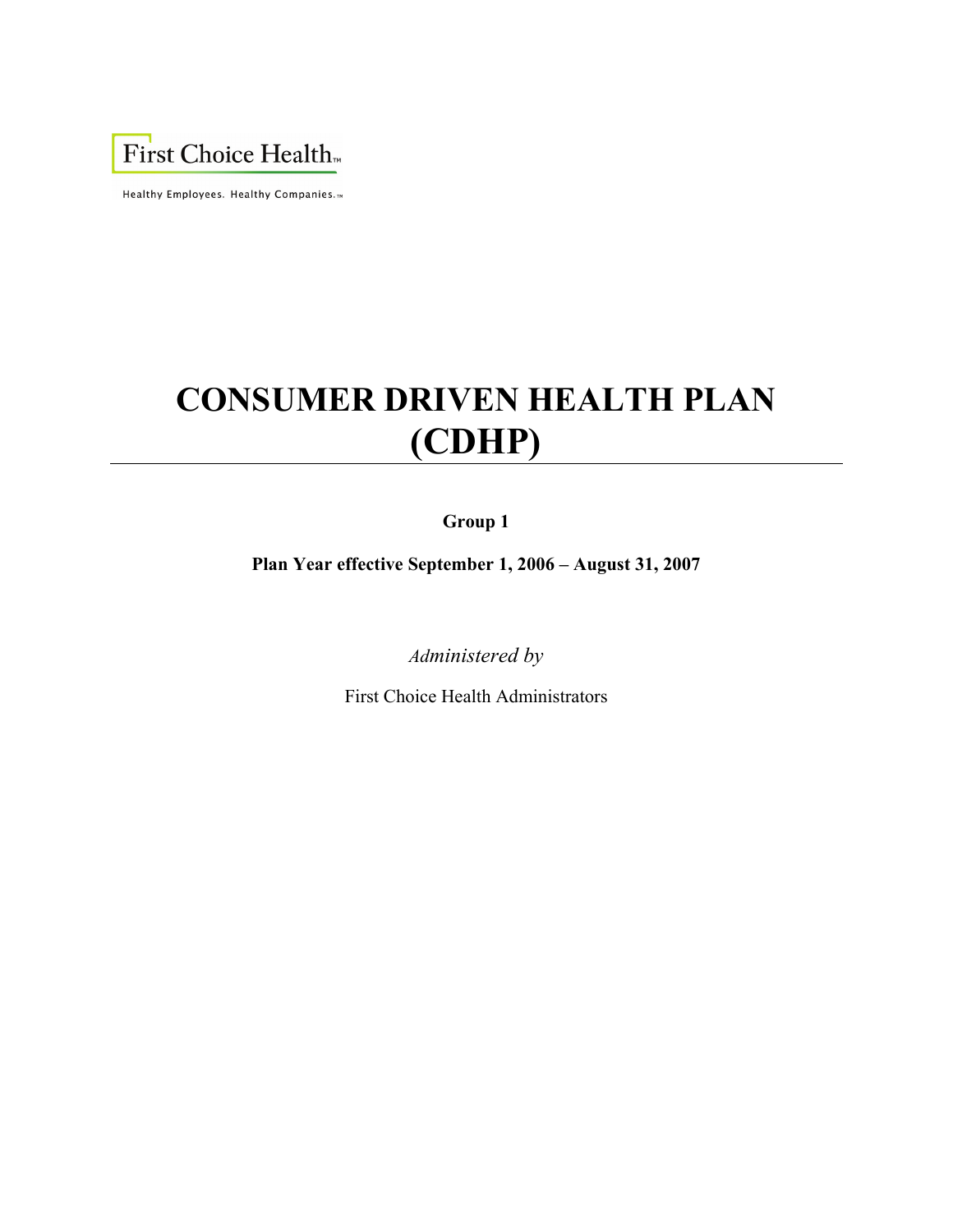First Choice Health™

Healthy Employees. Healthy Companies.™

# CONSUMER DRIVEN HEALTH PLAN (CDHP)

**Group 1**

**Plan Year effective September 1, 2006 – August 31, 2007**

*Administered by*

First Choice Health Administrators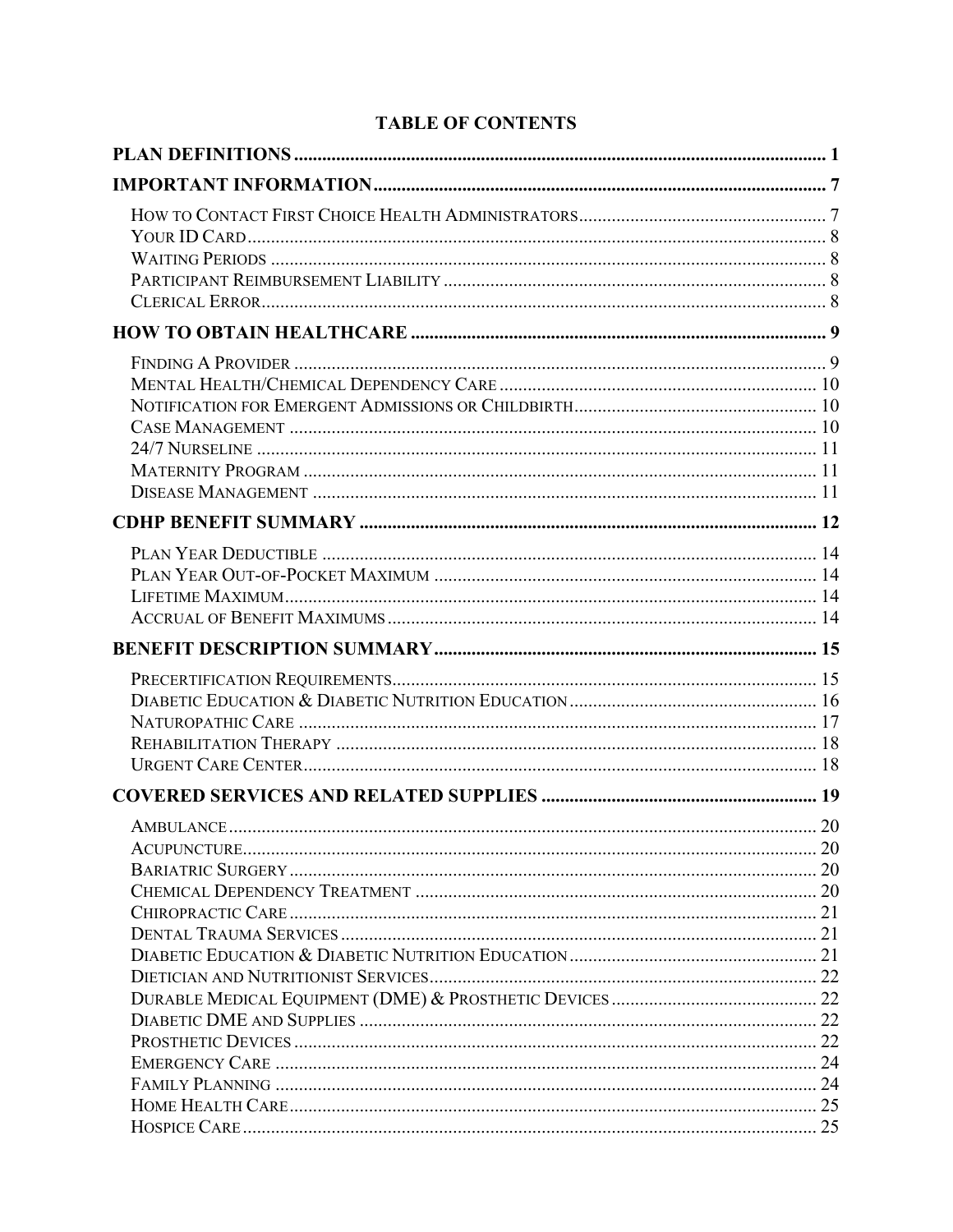# TABLE OF CONTENTS

**PLAN DEFINITIONS** ..... 1

**IMPORTANT INFORMATION** ..... 7

- How to Contact First Choice Health Administrators ..... 7
- Your ID Card ..... 8
- Waiting Periods ..... 8
- Participant Reimbursement Liability ..... 8
- Clerical Error ..... 8

**HOW TO OBTAIN HEALTHCARE** ..... 9

- Finding A Provider ..... 9
- Mental Health/Chemical Dependency Care ..... 10
- Notification for Emergent Admissions or Childbirth ..... 10
- Case Management ..... 10
- 24/7 Nurseline ..... 11
- Maternity Program ..... 11
- Disease Management ..... 11

**CDHP BENEFIT SUMMARY** ..... 12

- Plan Year Deductible ..... 14
- Plan Year Out-of-Pocket Maximum ..... 14
- Lifetime Maximum ..... 14
- Accrual of Benefit Maximums ..... 14

**BENEFIT DESCRIPTION SUMMARY** ..... 15

- Precertification Requirements ..... 15
- Diabetic Education & Diabetic Nutrition Education ..... 16
- Naturopathic Care ..... 17
- Rehabilitation Therapy ..... 18
- Urgent Care Center ..... 18

**COVERED SERVICES AND RELATED SUPPLIES** ..... 19

- Ambulance ..... 20
- Acupuncture ..... 20
- Bariatric Surgery ..... 20
- Chemical Dependency Treatment ..... 20
- Chiropractic Care ..... 21
- Dental Trauma Services ..... 21
- Diabetic Education & Diabetic Nutrition Education ..... 21
- Dietician and Nutritionist Services ..... 22
- Durable Medical Equipment (DME) & Prosthetic Devices ..... 22
- Diabetic DME and Supplies ..... 22
- Prosthetic Devices ..... 22
- Emergency Care ..... 24
- Family Planning ..... 24
- Home Health Care ..... 25
- Hospice Care ..... 25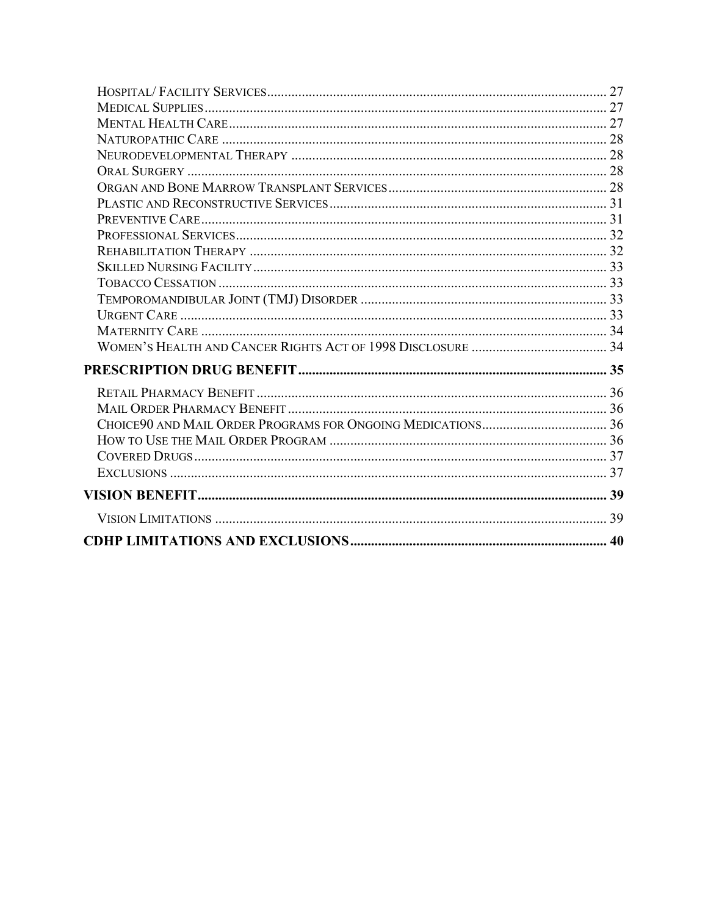Hospital/ Facility Services ........................................................................................ 27
Medical Supplies ........................................................................................ 27
Mental Health Care ........................................................................................ 27
Naturopathic Care ........................................................................................ 28
Neurodevelopmental Therapy ........................................................................................ 28
Oral Surgery ........................................................................................ 28
Organ and Bone Marrow Transplant Services ........................................................................................ 28
Plastic and Reconstructive Services ........................................................................................ 31
Preventive Care ........................................................................................ 31
Professional Services ........................................................................................ 32
Rehabilitation Therapy ........................................................................................ 32
Skilled Nursing Facility ........................................................................................ 33
Tobacco Cessation ........................................................................................ 33
Temporomandibular Joint (TMJ) Disorder ........................................................................................ 33
Urgent Care ........................................................................................ 33
Maternity Care ........................................................................................ 34
Women's Health and Cancer Rights Act of 1998 Disclosure ........................................................................................ 34

**PRESCRIPTION DRUG BENEFIT ........................................................................................ 35**

Retail Pharmacy Benefit ........................................................................................ 36
Mail Order Pharmacy Benefit ........................................................................................ 36
Choice90 and Mail Order Programs for Ongoing Medications ........................................................................................ 36
How to Use the Mail Order Program ........................................................................................ 36
Covered Drugs ........................................................................................ 37
Exclusions ........................................................................................ 37

**VISION BENEFIT ........................................................................................ 39**

Vision Limitations ........................................................................................ 39

**CDHP LIMITATIONS AND EXCLUSIONS ........................................................................................ 40**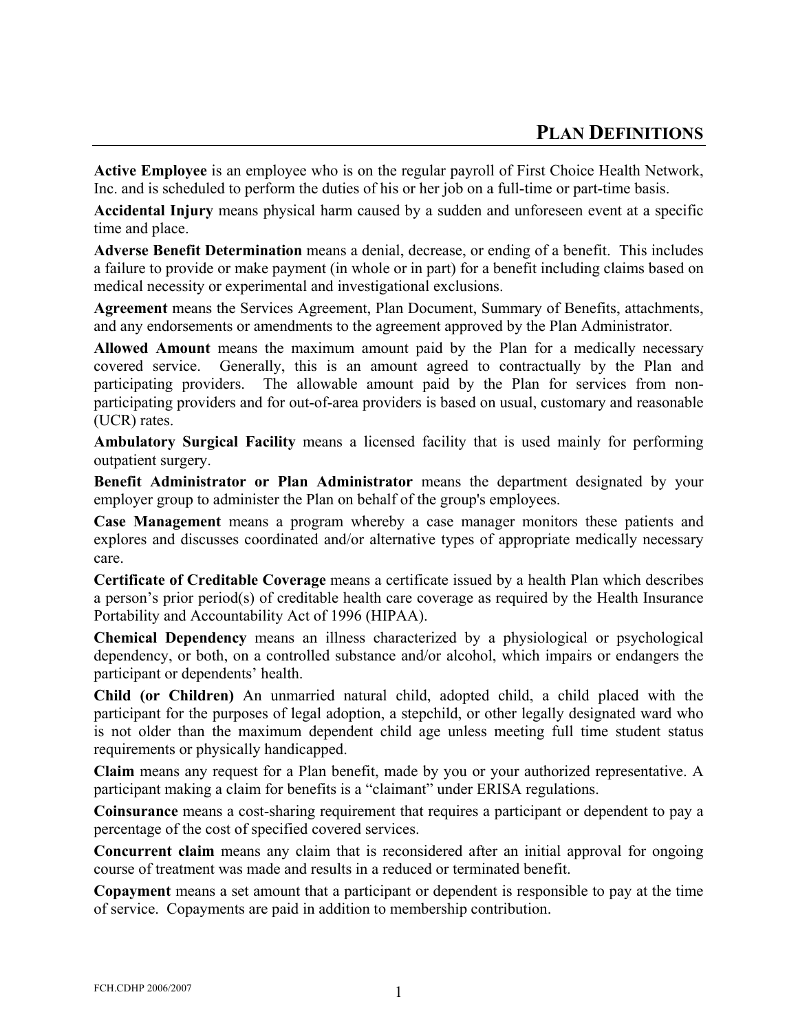# PLAN DEFINITIONS

**Active Employee** is an employee who is on the regular payroll of First Choice Health Network, Inc. and is scheduled to perform the duties of his or her job on a full-time or part-time basis.

**Accidental Injury** means physical harm caused by a sudden and unforeseen event at a specific time and place.

**Adverse Benefit Determination** means a denial, decrease, or ending of a benefit. This includes a failure to provide or make payment (in whole or in part) for a benefit including claims based on medical necessity or experimental and investigational exclusions.

**Agreement** means the Services Agreement, Plan Document, Summary of Benefits, attachments, and any endorsements or amendments to the agreement approved by the Plan Administrator.

**Allowed Amount** means the maximum amount paid by the Plan for a medically necessary covered service. Generally, this is an amount agreed to contractually by the Plan and participating providers. The allowable amount paid by the Plan for services from non-participating providers and for out-of-area providers is based on usual, customary and reasonable (UCR) rates.

**Ambulatory Surgical Facility** means a licensed facility that is used mainly for performing outpatient surgery.

**Benefit Administrator or Plan Administrator** means the department designated by your employer group to administer the Plan on behalf of the group's employees.

**Case Management** means a program whereby a case manager monitors these patients and explores and discusses coordinated and/or alternative types of appropriate medically necessary care.

**Certificate of Creditable Coverage** means a certificate issued by a health Plan which describes a person's prior period(s) of creditable health care coverage as required by the Health Insurance Portability and Accountability Act of 1996 (HIPAA).

**Chemical Dependency** means an illness characterized by a physiological or psychological dependency, or both, on a controlled substance and/or alcohol, which impairs or endangers the participant or dependents' health.

**Child (or Children)** An unmarried natural child, adopted child, a child placed with the participant for the purposes of legal adoption, a stepchild, or other legally designated ward who is not older than the maximum dependent child age unless meeting full time student status requirements or physically handicapped.

**Claim** means any request for a Plan benefit, made by you or your authorized representative. A participant making a claim for benefits is a "claimant" under ERISA regulations.

**Coinsurance** means a cost-sharing requirement that requires a participant or dependent to pay a percentage of the cost of specified covered services.

**Concurrent claim** means any claim that is reconsidered after an initial approval for ongoing course of treatment was made and results in a reduced or terminated benefit.

**Copayment** means a set amount that a participant or dependent is responsible to pay at the time of service. Copayments are paid in addition to membership contribution.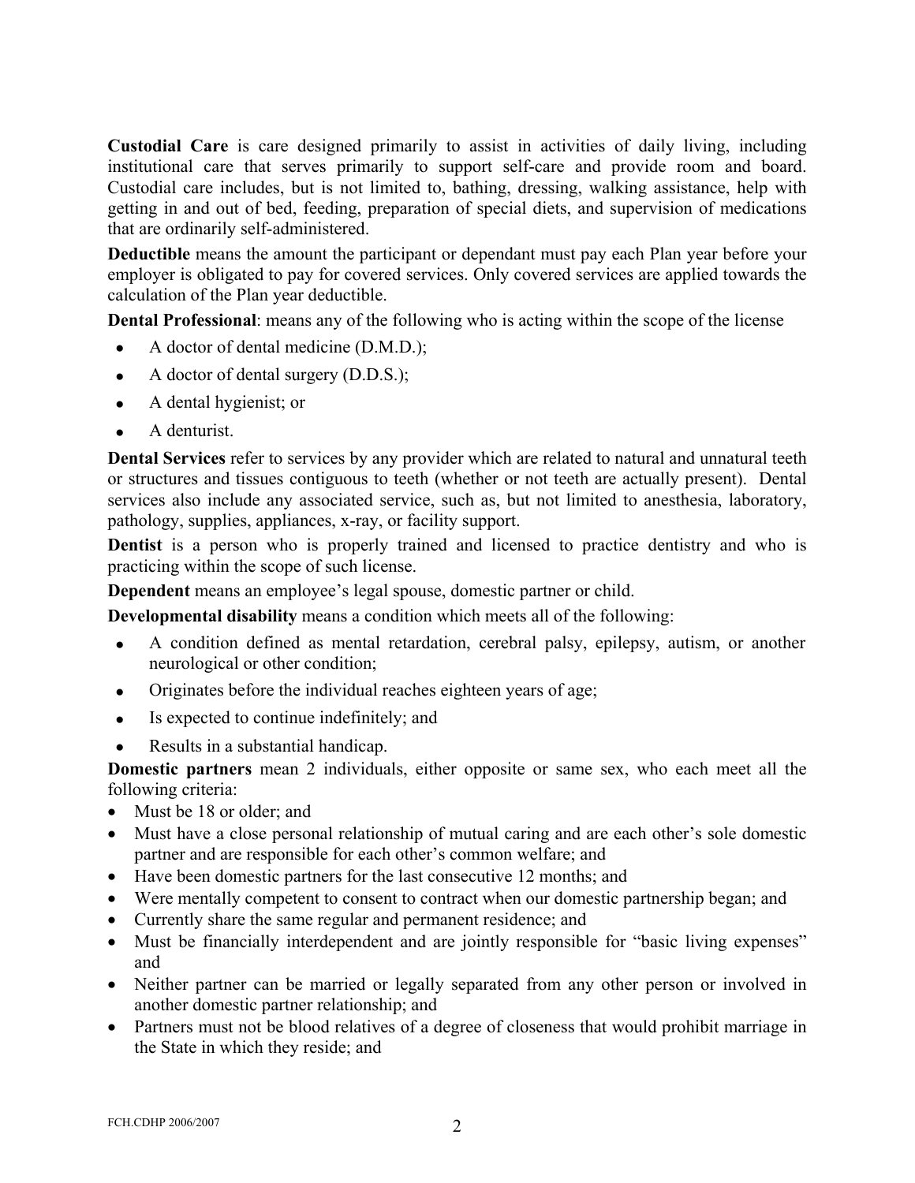**Custodial Care** is care designed primarily to assist in activities of daily living, including institutional care that serves primarily to support self-care and provide room and board. Custodial care includes, but is not limited to, bathing, dressing, walking assistance, help with getting in and out of bed, feeding, preparation of special diets, and supervision of medications that are ordinarily self-administered.

**Deductible** means the amount the participant or dependant must pay each Plan year before your employer is obligated to pay for covered services. Only covered services are applied towards the calculation of the Plan year deductible.

**Dental Professional**: means any of the following who is acting within the scope of the license

- A doctor of dental medicine (D.M.D.);
- A doctor of dental surgery (D.D.S.);
- A dental hygienist; or
- A denturist.

**Dental Services** refer to services by any provider which are related to natural and unnatural teeth or structures and tissues contiguous to teeth (whether or not teeth are actually present). Dental services also include any associated service, such as, but not limited to anesthesia, laboratory, pathology, supplies, appliances, x-ray, or facility support.

**Dentist** is a person who is properly trained and licensed to practice dentistry and who is practicing within the scope of such license.

**Dependent** means an employee's legal spouse, domestic partner or child.

**Developmental disability** means a condition which meets all of the following:

- A condition defined as mental retardation, cerebral palsy, epilepsy, autism, or another neurological or other condition;
- Originates before the individual reaches eighteen years of age;
- Is expected to continue indefinitely; and
- Results in a substantial handicap.

**Domestic partners** mean 2 individuals, either opposite or same sex, who each meet all the following criteria:

- Must be 18 or older; and
- Must have a close personal relationship of mutual caring and are each other's sole domestic partner and are responsible for each other's common welfare; and
- Have been domestic partners for the last consecutive 12 months; and
- Were mentally competent to consent to contract when our domestic partnership began; and
- Currently share the same regular and permanent residence; and
- Must be financially interdependent and are jointly responsible for "basic living expenses" and
- Neither partner can be married or legally separated from any other person or involved in another domestic partner relationship; and
- Partners must not be blood relatives of a degree of closeness that would prohibit marriage in the State in which they reside; and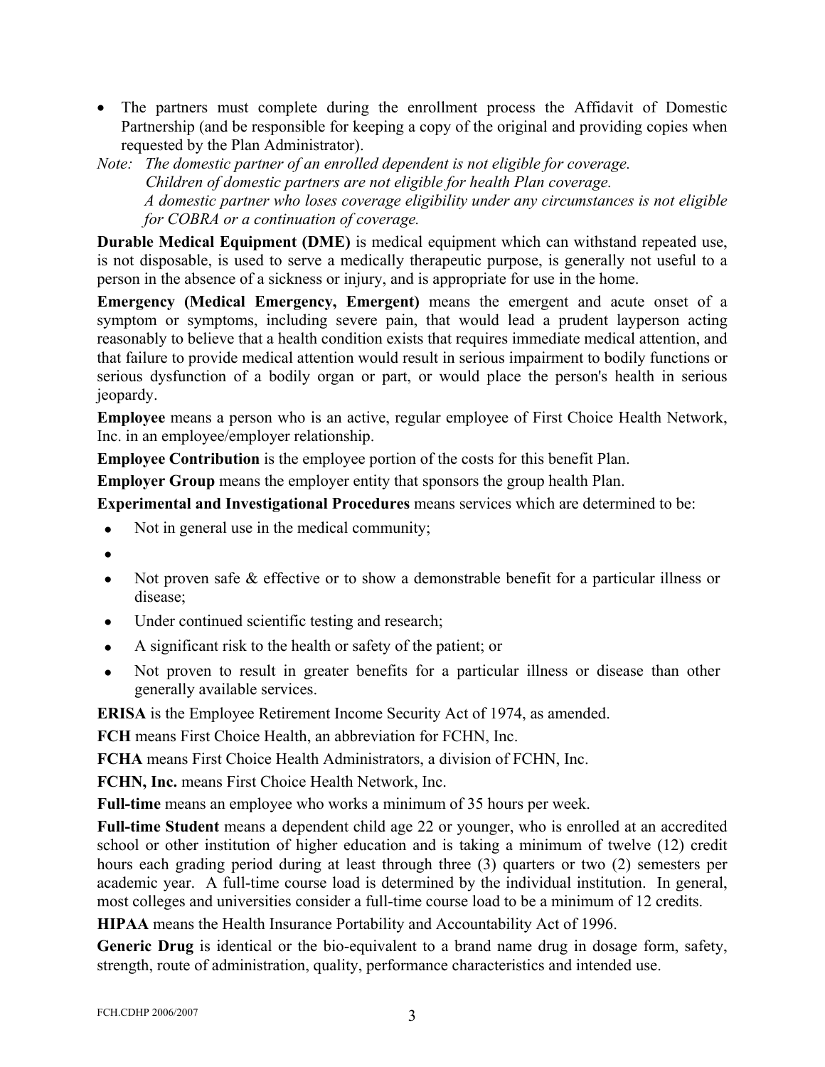- The partners must complete during the enrollment process the Affidavit of Domestic Partnership (and be responsible for keeping a copy of the original and providing copies when requested by the Plan Administrator).

*Note: The domestic partner of an enrolled dependent is not eligible for coverage.*
*Children of domestic partners are not eligible for health Plan coverage.*
*A domestic partner who loses coverage eligibility under any circumstances is not eligible for COBRA or a continuation of coverage.*

**Durable Medical Equipment (DME)** is medical equipment which can withstand repeated use, is not disposable, is used to serve a medically therapeutic purpose, is generally not useful to a person in the absence of a sickness or injury, and is appropriate for use in the home.

**Emergency (Medical Emergency, Emergent)** means the emergent and acute onset of a symptom or symptoms, including severe pain, that would lead a prudent layperson acting reasonably to believe that a health condition exists that requires immediate medical attention, and that failure to provide medical attention would result in serious impairment to bodily functions or serious dysfunction of a bodily organ or part, or would place the person's health in serious jeopardy.

**Employee** means a person who is an active, regular employee of First Choice Health Network, Inc. in an employee/employer relationship.

**Employee Contribution** is the employee portion of the costs for this benefit Plan.

**Employer Group** means the employer entity that sponsors the group health Plan.

**Experimental and Investigational Procedures** means services which are determined to be:

- Not in general use in the medical community;
- 
- Not proven safe & effective or to show a demonstrable benefit for a particular illness or disease;
- Under continued scientific testing and research;
- A significant risk to the health or safety of the patient; or
- Not proven to result in greater benefits for a particular illness or disease than other generally available services.

**ERISA** is the Employee Retirement Income Security Act of 1974, as amended.

**FCH** means First Choice Health, an abbreviation for FCHN, Inc.

**FCHA** means First Choice Health Administrators, a division of FCHN, Inc.

**FCHN, Inc.** means First Choice Health Network, Inc.

**Full-time** means an employee who works a minimum of 35 hours per week.

**Full-time Student** means a dependent child age 22 or younger, who is enrolled at an accredited school or other institution of higher education and is taking a minimum of twelve (12) credit hours each grading period during at least through three (3) quarters or two (2) semesters per academic year. A full-time course load is determined by the individual institution. In general, most colleges and universities consider a full-time course load to be a minimum of 12 credits.

**HIPAA** means the Health Insurance Portability and Accountability Act of 1996.

**Generic Drug** is identical or the bio-equivalent to a brand name drug in dosage form, safety, strength, route of administration, quality, performance characteristics and intended use.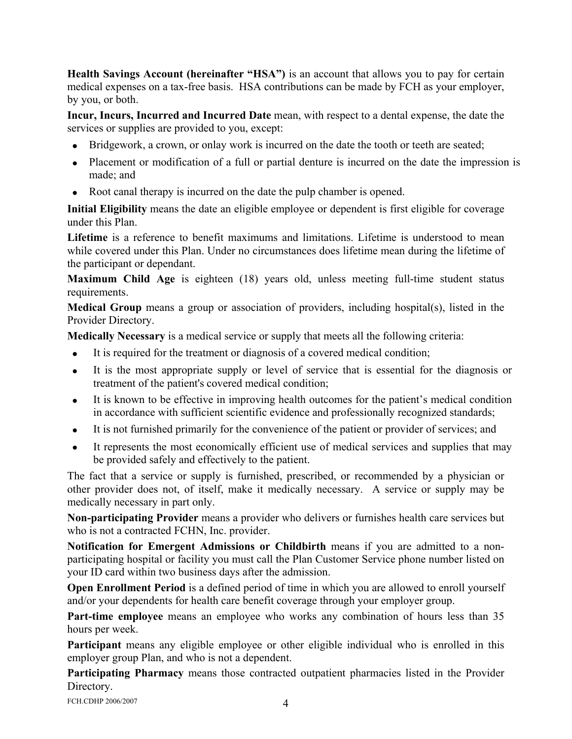**Health Savings Account (hereinafter "HSA")** is an account that allows you to pay for certain medical expenses on a tax-free basis. HSA contributions can be made by FCH as your employer, by you, or both.

**Incur, Incurs, Incurred and Incurred Date** mean, with respect to a dental expense, the date the services or supplies are provided to you, except:

- Bridgework, a crown, or onlay work is incurred on the date the tooth or teeth are seated;
- Placement or modification of a full or partial denture is incurred on the date the impression is made; and
- Root canal therapy is incurred on the date the pulp chamber is opened.

**Initial Eligibility** means the date an eligible employee or dependent is first eligible for coverage under this Plan.

**Lifetime** is a reference to benefit maximums and limitations. Lifetime is understood to mean while covered under this Plan. Under no circumstances does lifetime mean during the lifetime of the participant or dependant.

**Maximum Child Age** is eighteen (18) years old, unless meeting full-time student status requirements.

**Medical Group** means a group or association of providers, including hospital(s), listed in the Provider Directory.

**Medically Necessary** is a medical service or supply that meets all the following criteria:

- It is required for the treatment or diagnosis of a covered medical condition;
- It is the most appropriate supply or level of service that is essential for the diagnosis or treatment of the patient's covered medical condition;
- It is known to be effective in improving health outcomes for the patient's medical condition in accordance with sufficient scientific evidence and professionally recognized standards;
- It is not furnished primarily for the convenience of the patient or provider of services; and
- It represents the most economically efficient use of medical services and supplies that may be provided safely and effectively to the patient.

The fact that a service or supply is furnished, prescribed, or recommended by a physician or other provider does not, of itself, make it medically necessary. A service or supply may be medically necessary in part only.

**Non-participating Provider** means a provider who delivers or furnishes health care services but who is not a contracted FCHN, Inc. provider.

**Notification for Emergent Admissions or Childbirth** means if you are admitted to a non-participating hospital or facility you must call the Plan Customer Service phone number listed on your ID card within two business days after the admission.

**Open Enrollment Period** is a defined period of time in which you are allowed to enroll yourself and/or your dependents for health care benefit coverage through your employer group.

**Part-time employee** means an employee who works any combination of hours less than 35 hours per week.

**Participant** means any eligible employee or other eligible individual who is enrolled in this employer group Plan, and who is not a dependent.

**Participating Pharmacy** means those contracted outpatient pharmacies listed in the Provider Directory.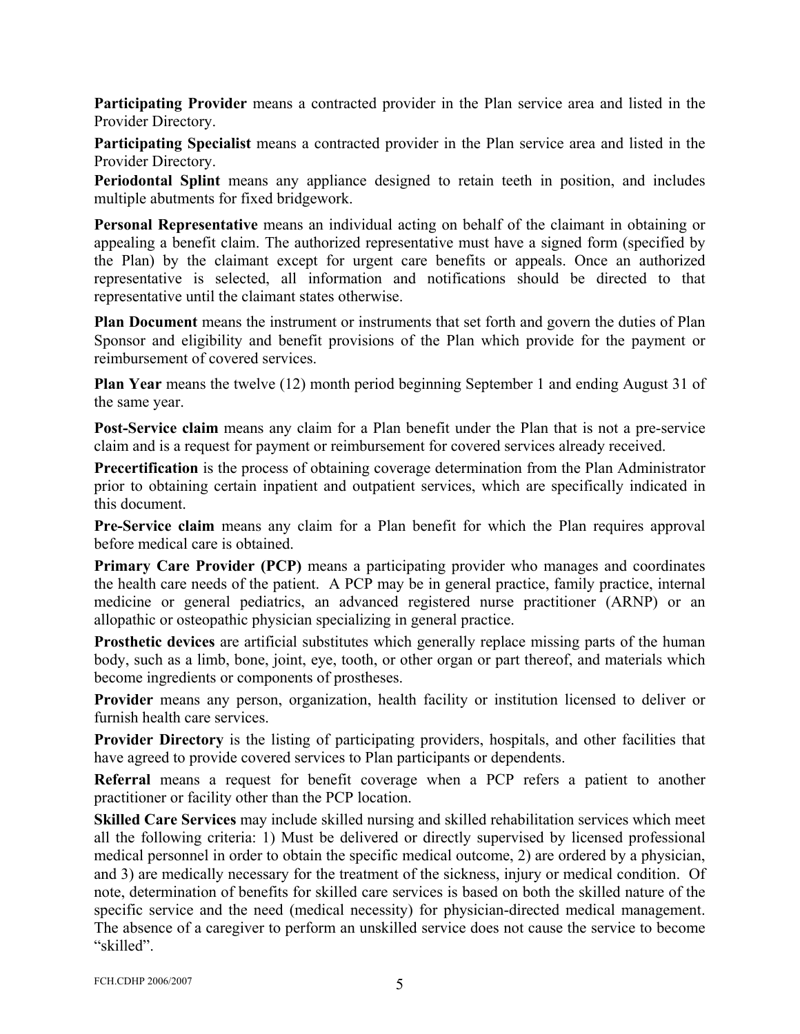**Participating Provider** means a contracted provider in the Plan service area and listed in the Provider Directory.

**Participating Specialist** means a contracted provider in the Plan service area and listed in the Provider Directory.

**Periodontal Splint** means any appliance designed to retain teeth in position, and includes multiple abutments for fixed bridgework.

**Personal Representative** means an individual acting on behalf of the claimant in obtaining or appealing a benefit claim. The authorized representative must have a signed form (specified by the Plan) by the claimant except for urgent care benefits or appeals. Once an authorized representative is selected, all information and notifications should be directed to that representative until the claimant states otherwise.

**Plan Document** means the instrument or instruments that set forth and govern the duties of Plan Sponsor and eligibility and benefit provisions of the Plan which provide for the payment or reimbursement of covered services.

**Plan Year** means the twelve (12) month period beginning September 1 and ending August 31 of the same year.

**Post-Service claim** means any claim for a Plan benefit under the Plan that is not a pre-service claim and is a request for payment or reimbursement for covered services already received.

**Precertification** is the process of obtaining coverage determination from the Plan Administrator prior to obtaining certain inpatient and outpatient services, which are specifically indicated in this document.

**Pre-Service claim** means any claim for a Plan benefit for which the Plan requires approval before medical care is obtained.

**Primary Care Provider (PCP)** means a participating provider who manages and coordinates the health care needs of the patient. A PCP may be in general practice, family practice, internal medicine or general pediatrics, an advanced registered nurse practitioner (ARNP) or an allopathic or osteopathic physician specializing in general practice.

**Prosthetic devices** are artificial substitutes which generally replace missing parts of the human body, such as a limb, bone, joint, eye, tooth, or other organ or part thereof, and materials which become ingredients or components of prostheses.

**Provider** means any person, organization, health facility or institution licensed to deliver or furnish health care services.

**Provider Directory** is the listing of participating providers, hospitals, and other facilities that have agreed to provide covered services to Plan participants or dependents.

**Referral** means a request for benefit coverage when a PCP refers a patient to another practitioner or facility other than the PCP location.

**Skilled Care Services** may include skilled nursing and skilled rehabilitation services which meet all the following criteria: 1) Must be delivered or directly supervised by licensed professional medical personnel in order to obtain the specific medical outcome, 2) are ordered by a physician, and 3) are medically necessary for the treatment of the sickness, injury or medical condition. Of note, determination of benefits for skilled care services is based on both the skilled nature of the specific service and the need (medical necessity) for physician-directed medical management. The absence of a caregiver to perform an unskilled service does not cause the service to become "skilled".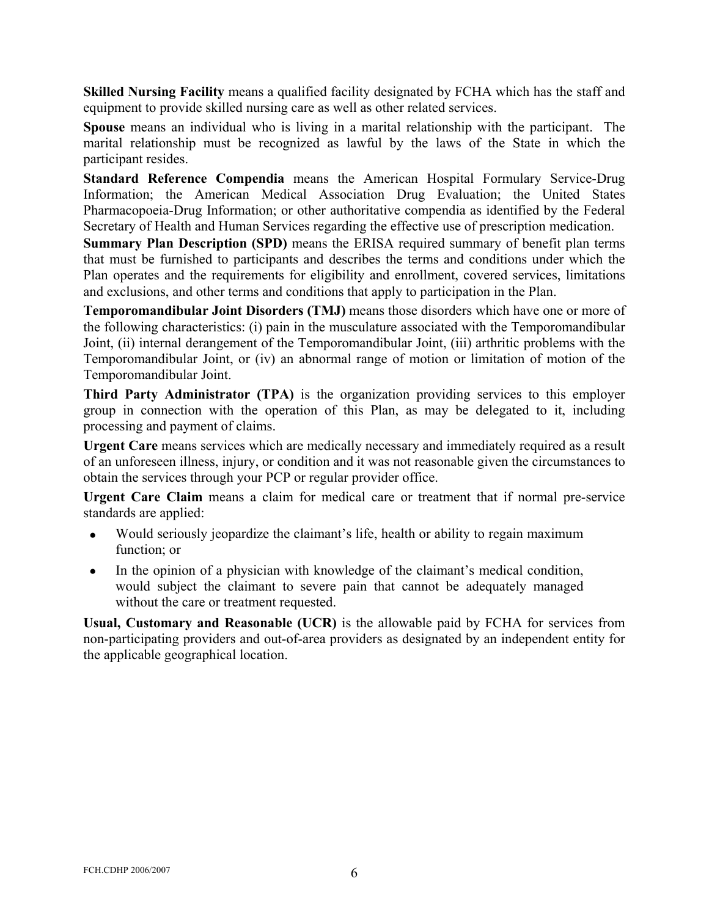**Skilled Nursing Facility** means a qualified facility designated by FCHA which has the staff and equipment to provide skilled nursing care as well as other related services.

**Spouse** means an individual who is living in a marital relationship with the participant. The marital relationship must be recognized as lawful by the laws of the State in which the participant resides.

**Standard Reference Compendia** means the American Hospital Formulary Service-Drug Information; the American Medical Association Drug Evaluation; the United States Pharmacopoeia-Drug Information; or other authoritative compendia as identified by the Federal Secretary of Health and Human Services regarding the effective use of prescription medication.

**Summary Plan Description (SPD)** means the ERISA required summary of benefit plan terms that must be furnished to participants and describes the terms and conditions under which the Plan operates and the requirements for eligibility and enrollment, covered services, limitations and exclusions, and other terms and conditions that apply to participation in the Plan.

**Temporomandibular Joint Disorders (TMJ)** means those disorders which have one or more of the following characteristics: (i) pain in the musculature associated with the Temporomandibular Joint, (ii) internal derangement of the Temporomandibular Joint, (iii) arthritic problems with the Temporomandibular Joint, or (iv) an abnormal range of motion or limitation of motion of the Temporomandibular Joint.

**Third Party Administrator (TPA)** is the organization providing services to this employer group in connection with the operation of this Plan, as may be delegated to it, including processing and payment of claims.

**Urgent Care** means services which are medically necessary and immediately required as a result of an unforeseen illness, injury, or condition and it was not reasonable given the circumstances to obtain the services through your PCP or regular provider office.

**Urgent Care Claim** means a claim for medical care or treatment that if normal pre-service standards are applied:

- Would seriously jeopardize the claimant's life, health or ability to regain maximum function; or
- In the opinion of a physician with knowledge of the claimant's medical condition, would subject the claimant to severe pain that cannot be adequately managed without the care or treatment requested.

**Usual, Customary and Reasonable (UCR)** is the allowable paid by FCHA for services from non-participating providers and out-of-area providers as designated by an independent entity for the applicable geographical location.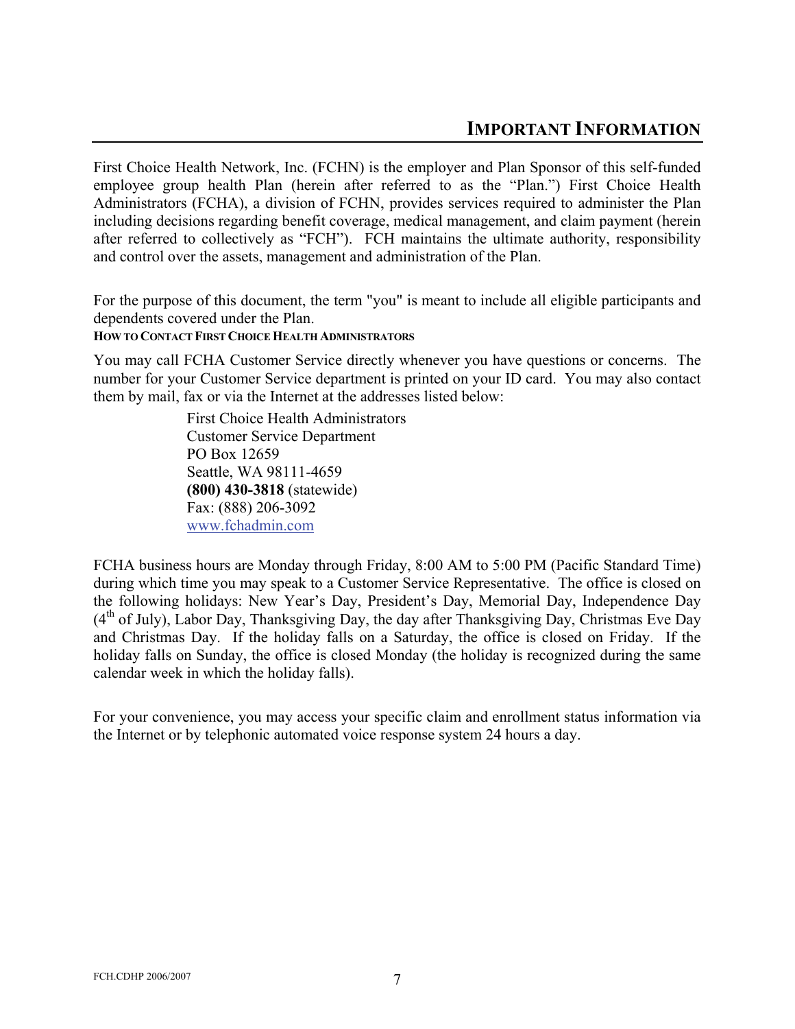## IMPORTANT INFORMATION

First Choice Health Network, Inc. (FCHN) is the employer and Plan Sponsor of this self-funded employee group health Plan (herein after referred to as the "Plan.") First Choice Health Administrators (FCHA), a division of FCHN, provides services required to administer the Plan including decisions regarding benefit coverage, medical management, and claim payment (herein after referred to collectively as "FCH"). FCH maintains the ultimate authority, responsibility and control over the assets, management and administration of the Plan.

For the purpose of this document, the term "you" is meant to include all eligible participants and dependents covered under the Plan.

#### HOW TO CONTACT FIRST CHOICE HEALTH ADMINISTRATORS

You may call FCHA Customer Service directly whenever you have questions or concerns. The number for your Customer Service department is printed on your ID card. You may also contact them by mail, fax or via the Internet at the addresses listed below:

First Choice Health Administrators
Customer Service Department
PO Box 12659
Seattle, WA 98111-4659
**(800) 430-3818** (statewide)
Fax: (888) 206-3092
www.fchadmin.com

FCHA business hours are Monday through Friday, 8:00 AM to 5:00 PM (Pacific Standard Time) during which time you may speak to a Customer Service Representative. The office is closed on the following holidays: New Year's Day, President's Day, Memorial Day, Independence Day (4th of July), Labor Day, Thanksgiving Day, the day after Thanksgiving Day, Christmas Eve Day and Christmas Day. If the holiday falls on a Saturday, the office is closed on Friday. If the holiday falls on Sunday, the office is closed Monday (the holiday is recognized during the same calendar week in which the holiday falls).

For your convenience, you may access your specific claim and enrollment status information via the Internet or by telephonic automated voice response system 24 hours a day.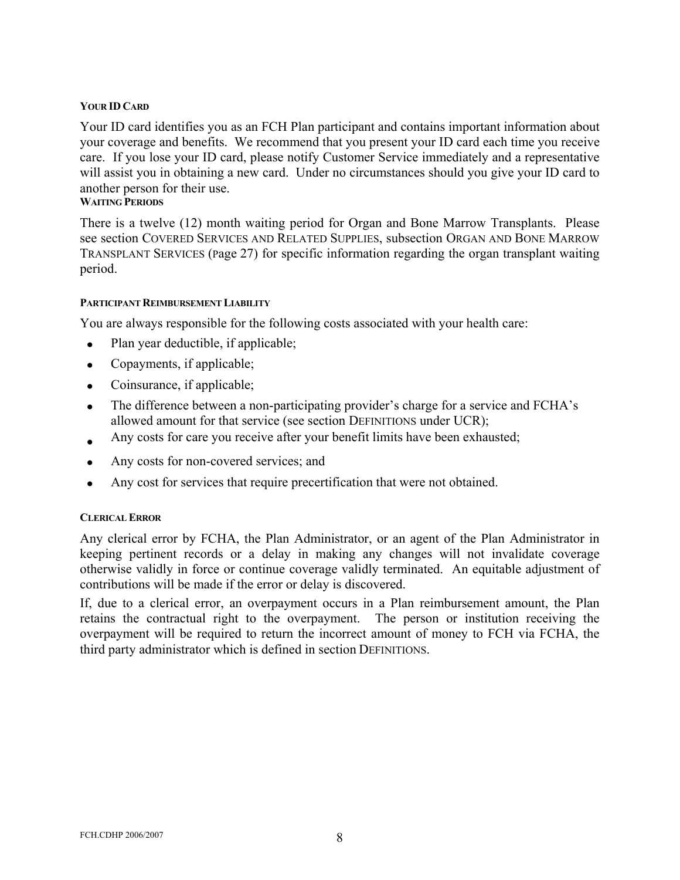#### YOUR ID CARD

Your ID card identifies you as an FCH Plan participant and contains important information about your coverage and benefits. We recommend that you present your ID card each time you receive care. If you lose your ID card, please notify Customer Service immediately and a representative will assist you in obtaining a new card. Under no circumstances should you give your ID card to another person for their use.

#### WAITING PERIODS

There is a twelve (12) month waiting period for Organ and Bone Marrow Transplants. Please see section COVERED SERVICES AND RELATED SUPPLIES, subsection ORGAN AND BONE MARROW TRANSPLANT SERVICES (page 27) for specific information regarding the organ transplant waiting period.

#### PARTICIPANT REIMBURSEMENT LIABILITY

You are always responsible for the following costs associated with your health care:

- Plan year deductible, if applicable;
- Copayments, if applicable;
- Coinsurance, if applicable;
- The difference between a non-participating provider's charge for a service and FCHA's allowed amount for that service (see section DEFINITIONS under UCR);
- Any costs for care you receive after your benefit limits have been exhausted;
- Any costs for non-covered services; and
- Any cost for services that require precertification that were not obtained.

#### CLERICAL ERROR

Any clerical error by FCHA, the Plan Administrator, or an agent of the Plan Administrator in keeping pertinent records or a delay in making any changes will not invalidate coverage otherwise validly in force or continue coverage validly terminated. An equitable adjustment of contributions will be made if the error or delay is discovered.

If, due to a clerical error, an overpayment occurs in a Plan reimbursement amount, the Plan retains the contractual right to the overpayment. The person or institution receiving the overpayment will be required to return the incorrect amount of money to FCH via FCHA, the third party administrator which is defined in section DEFINITIONS.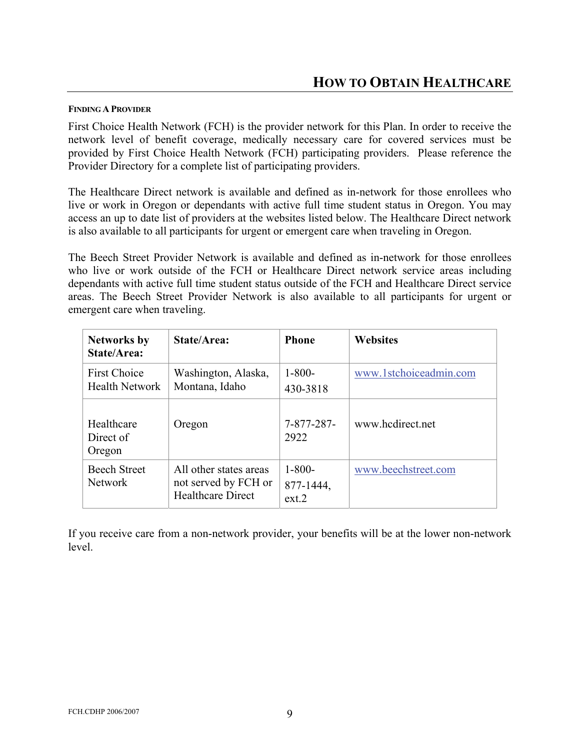## How to Obtain Healthcare

#### Finding a Provider

First Choice Health Network (FCH) is the provider network for this Plan. In order to receive the network level of benefit coverage, medically necessary care for covered services must be provided by First Choice Health Network (FCH) participating providers. Please reference the Provider Directory for a complete list of participating providers.

The Healthcare Direct network is available and defined as in-network for those enrollees who live or work in Oregon or dependants with active full time student status in Oregon. You may access an up to date list of providers at the websites listed below. The Healthcare Direct network is also available to all participants for urgent or emergent care when traveling in Oregon.

The Beech Street Provider Network is available and defined as in-network for those enrollees who live or work outside of the FCH or Healthcare Direct network service areas including dependants with active full time student status outside of the FCH and Healthcare Direct service areas. The Beech Street Provider Network is also available to all participants for urgent or emergent care when traveling.

| Networks by State/Area: | State/Area: | Phone | Websites |
| --- | --- | --- | --- |
| First Choice Health Network | Washington, Alaska, Montana, Idaho | 1-800-430-3818 | www.1stchoiceadmin.com |
| Healthcare Direct of Oregon | Oregon | 7-877-287-2922 | www.hcdirect.net |
| Beech Street Network | All other states areas not served by FCH or Healthcare Direct | 1-800-877-1444, ext.2 | www.beechstreet.com |

If you receive care from a non-network provider, your benefits will be at the lower non-network level.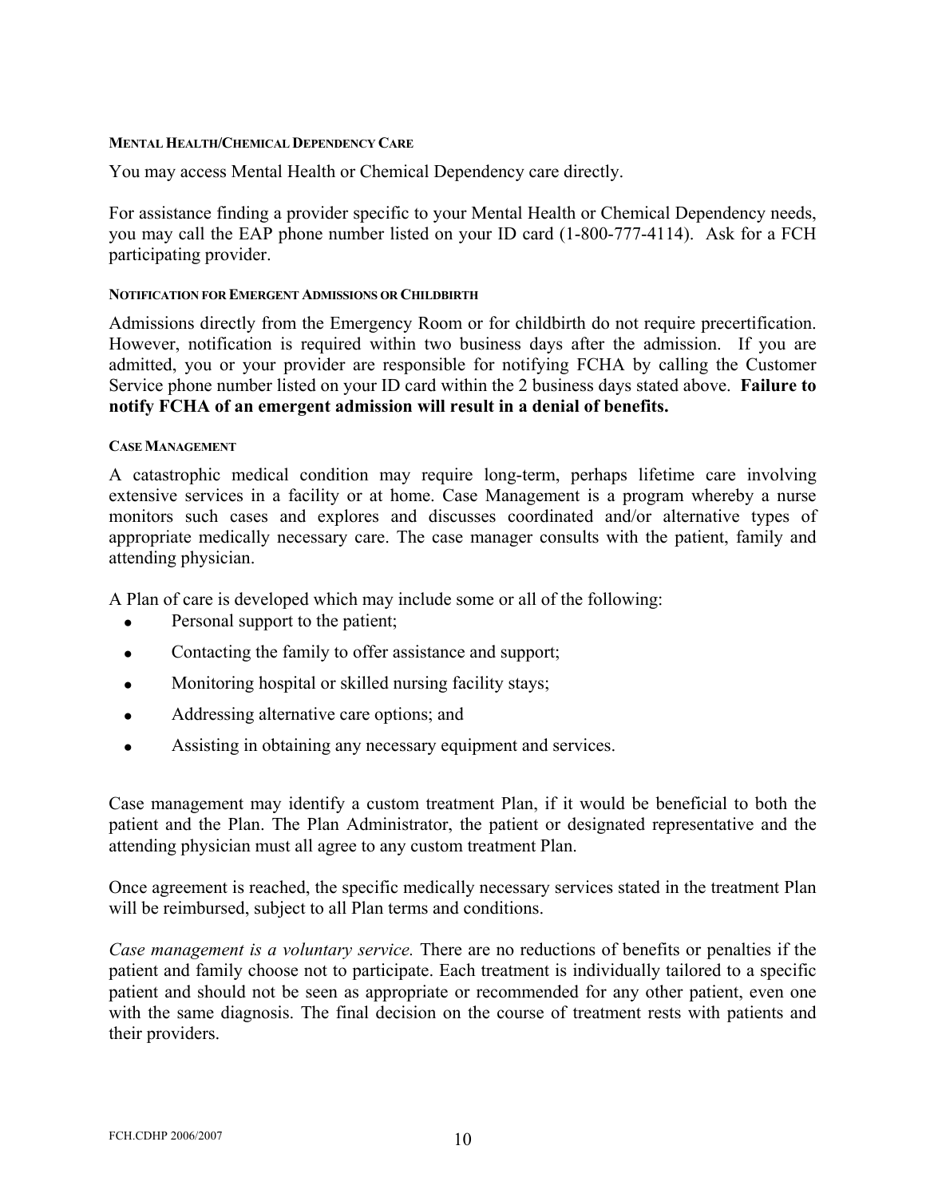#### MENTAL HEALTH/CHEMICAL DEPENDENCY CARE

You may access Mental Health or Chemical Dependency care directly.

For assistance finding a provider specific to your Mental Health or Chemical Dependency needs, you may call the EAP phone number listed on your ID card (1-800-777-4114). Ask for a FCH participating provider.

#### NOTIFICATION FOR EMERGENT ADMISSIONS OR CHILDBIRTH

Admissions directly from the Emergency Room or for childbirth do not require precertification. However, notification is required within two business days after the admission. If you are admitted, you or your provider are responsible for notifying FCHA by calling the Customer Service phone number listed on your ID card within the 2 business days stated above. **Failure to notify FCHA of an emergent admission will result in a denial of benefits.**

#### CASE MANAGEMENT

A catastrophic medical condition may require long-term, perhaps lifetime care involving extensive services in a facility or at home. Case Management is a program whereby a nurse monitors such cases and explores and discusses coordinated and/or alternative types of appropriate medically necessary care. The case manager consults with the patient, family and attending physician.

A Plan of care is developed which may include some or all of the following:

- Personal support to the patient;
- Contacting the family to offer assistance and support;
- Monitoring hospital or skilled nursing facility stays;
- Addressing alternative care options; and
- Assisting in obtaining any necessary equipment and services.

Case management may identify a custom treatment Plan, if it would be beneficial to both the patient and the Plan. The Plan Administrator, the patient or designated representative and the attending physician must all agree to any custom treatment Plan.

Once agreement is reached, the specific medically necessary services stated in the treatment Plan will be reimbursed, subject to all Plan terms and conditions.

*Case management is a voluntary service.* There are no reductions of benefits or penalties if the patient and family choose not to participate. Each treatment is individually tailored to a specific patient and should not be seen as appropriate or recommended for any other patient, even one with the same diagnosis. The final decision on the course of treatment rests with patients and their providers.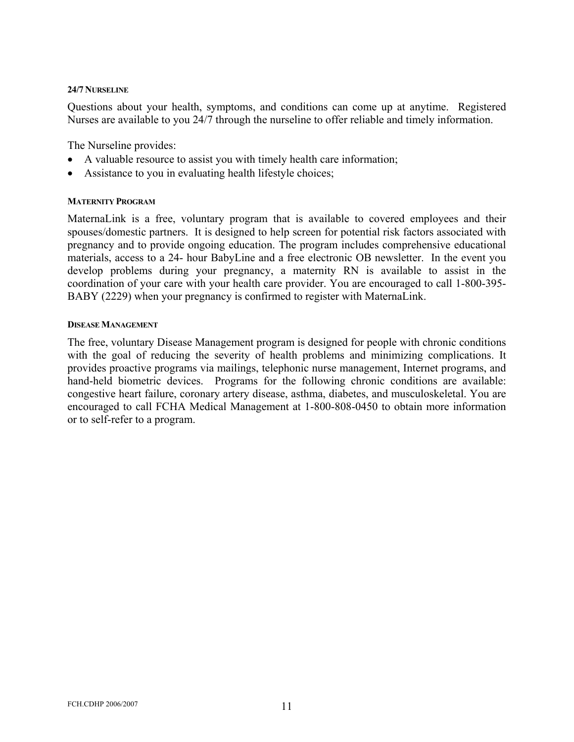#### 24/7 NURSELINE

Questions about your health, symptoms, and conditions can come up at anytime. Registered Nurses are available to you 24/7 through the nurseline to offer reliable and timely information.

The Nurseline provides:

- A valuable resource to assist you with timely health care information;
- Assistance to you in evaluating health lifestyle choices;

#### MATERNITY PROGRAM

MaternaLink is a free, voluntary program that is available to covered employees and their spouses/domestic partners. It is designed to help screen for potential risk factors associated with pregnancy and to provide ongoing education. The program includes comprehensive educational materials, access to a 24- hour BabyLine and a free electronic OB newsletter. In the event you develop problems during your pregnancy, a maternity RN is available to assist in the coordination of your care with your health care provider. You are encouraged to call 1-800-395-BABY (2229) when your pregnancy is confirmed to register with MaternaLink.

#### DISEASE MANAGEMENT

The free, voluntary Disease Management program is designed for people with chronic conditions with the goal of reducing the severity of health problems and minimizing complications. It provides proactive programs via mailings, telephonic nurse management, Internet programs, and hand-held biometric devices. Programs for the following chronic conditions are available: congestive heart failure, coronary artery disease, asthma, diabetes, and musculoskeletal. You are encouraged to call FCHA Medical Management at 1-800-808-0450 to obtain more information or to self-refer to a program.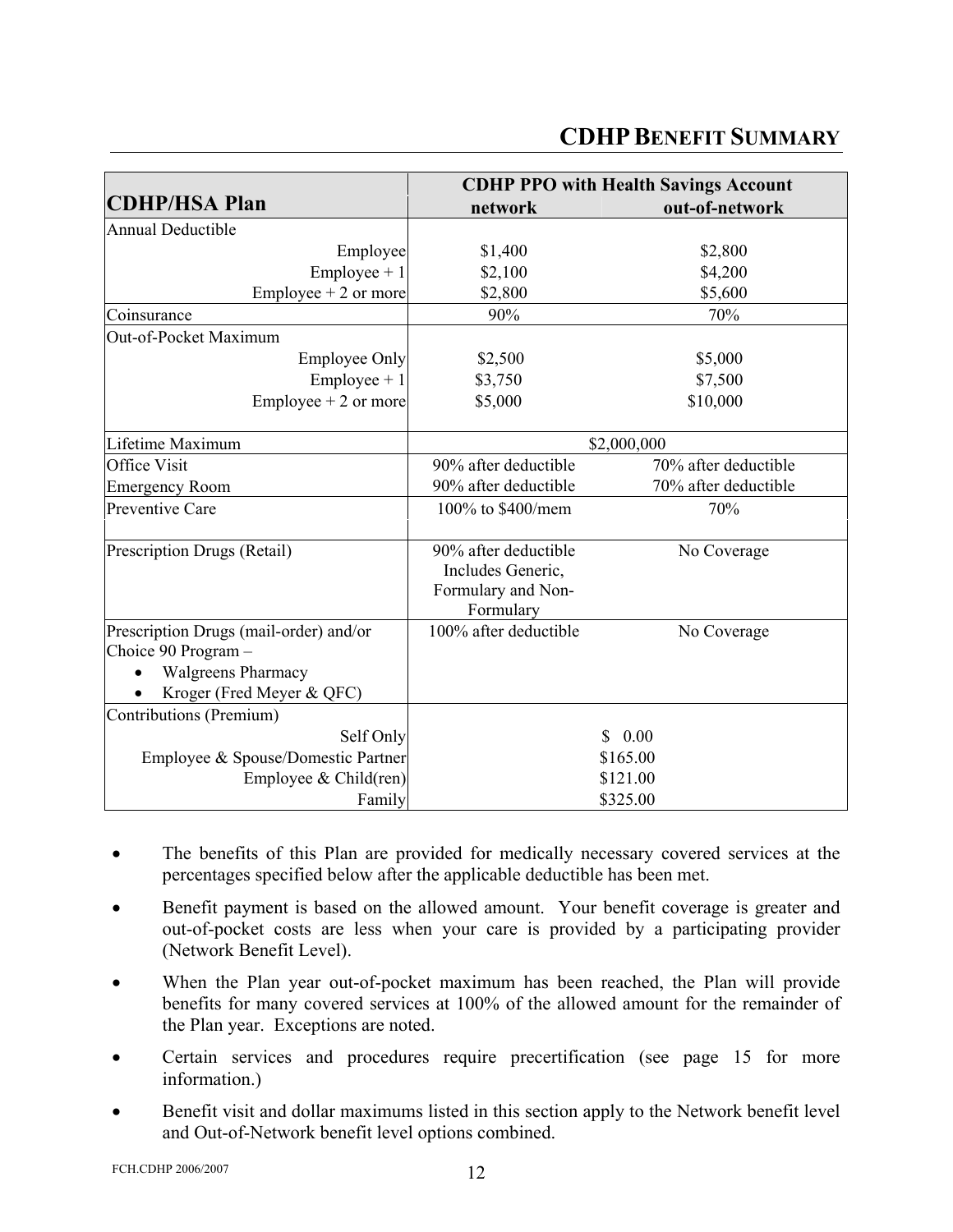## CDHP Benefit Summary

| CDHP/HSA Plan | CDHP PPO with Health Savings Account network | out-of-network |
|---|---|---|
| Annual Deductible | | |
| Employee | $1,400 | $2,800 |
| Employee + 1 | $2,100 | $4,200 |
| Employee + 2 or more | $2,800 | $5,600 |
| Coinsurance | 90% | 70% |
| Out-of-Pocket Maximum | | |
| Employee Only | $2,500 | $5,000 |
| Employee + 1 | $3,750 | $7,500 |
| Employee + 2 or more | $5,000 | $10,000 |
| Lifetime Maximum | $2,000,000 | |
| Office Visit | 90% after deductible | 70% after deductible |
| Emergency Room | 90% after deductible | 70% after deductible |
| Preventive Care | 100% to $400/mem | 70% |
| Prescription Drugs (Retail) | 90% after deductible Includes Generic, Formulary and Non-Formulary | No Coverage |
| Prescription Drugs (mail-order) and/or Choice 90 Program – <br>• Walgreens Pharmacy <br>• Kroger (Fred Meyer & QFC) | 100% after deductible | No Coverage |
| Contributions (Premium) | | |
| Self Only | $ 0.00 | |
| Employee & Spouse/Domestic Partner | $165.00 | |
| Employee & Child(ren) | $121.00 | |
| Family | $325.00 | |

- The benefits of this Plan are provided for medically necessary covered services at the percentages specified below after the applicable deductible has been met.
- Benefit payment is based on the allowed amount. Your benefit coverage is greater and out-of-pocket costs are less when your care is provided by a participating provider (Network Benefit Level).
- When the Plan year out-of-pocket maximum has been reached, the Plan will provide benefits for many covered services at 100% of the allowed amount for the remainder of the Plan year. Exceptions are noted.
- Certain services and procedures require precertification (see page 15 for more information.)
- Benefit visit and dollar maximums listed in this section apply to the Network benefit level and Out-of-Network benefit level options combined.

FCH.CDHP 2006/2007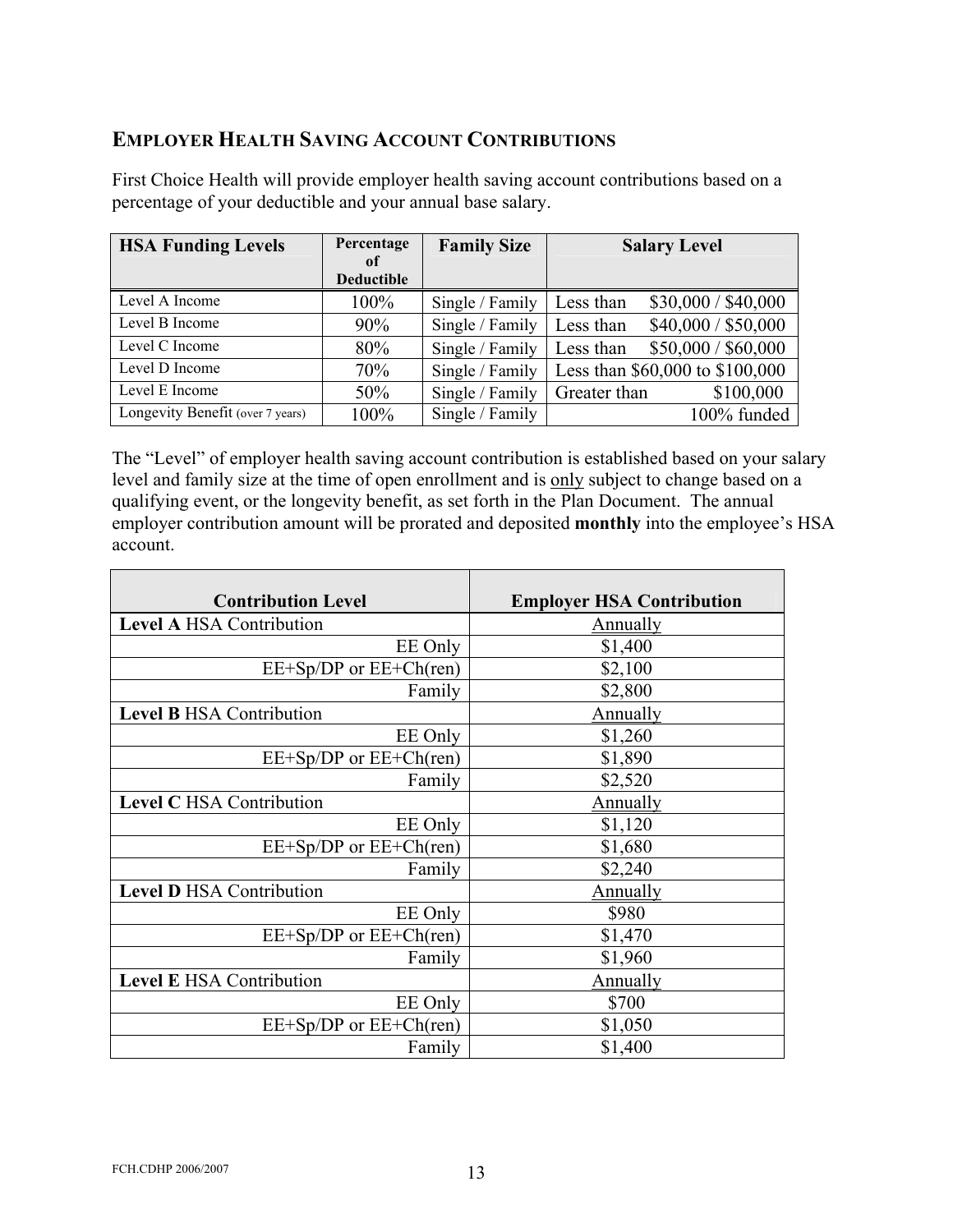## EMPLOYER HEALTH SAVING ACCOUNT CONTRIBUTIONS

First Choice Health will provide employer health saving account contributions based on a percentage of your deductible and your annual base salary.

| HSA Funding Levels | Percentage of Deductible | Family Size | Salary Level |
|---|---|---|---|
| Level A Income | 100% | Single / Family | Less than $30,000 / $40,000 |
| Level B Income | 90% | Single / Family | Less than $40,000 / $50,000 |
| Level C Income | 80% | Single / Family | Less than $50,000 / $60,000 |
| Level D Income | 70% | Single / Family | Less than $60,000 to $100,000 |
| Level E Income | 50% | Single / Family | Greater than $100,000 |
| Longevity Benefit (over 7 years) | 100% | Single / Family | 100% funded |

The "Level" of employer health saving account contribution is established based on your salary level and family size at the time of open enrollment and is only subject to change based on a qualifying event, or the longevity benefit, as set forth in the Plan Document. The annual employer contribution amount will be prorated and deposited **monthly** into the employee's HSA account.

| Contribution Level | Employer HSA Contribution |
|---|---|
| **Level A** HSA Contribution | Annually |
| EE Only | $1,400 |
| EE+Sp/DP or EE+Ch(ren) | $2,100 |
| Family | $2,800 |
| **Level B** HSA Contribution | Annually |
| EE Only | $1,260 |
| EE+Sp/DP or EE+Ch(ren) | $1,890 |
| Family | $2,520 |
| **Level C** HSA Contribution | Annually |
| EE Only | $1,120 |
| EE+Sp/DP or EE+Ch(ren) | $1,680 |
| Family | $2,240 |
| **Level D** HSA Contribution | Annually |
| EE Only | $980 |
| EE+Sp/DP or EE+Ch(ren) | $1,470 |
| Family | $1,960 |
| **Level E** HSA Contribution | Annually |
| EE Only | $700 |
| EE+Sp/DP or EE+Ch(ren) | $1,050 |
| Family | $1,400 |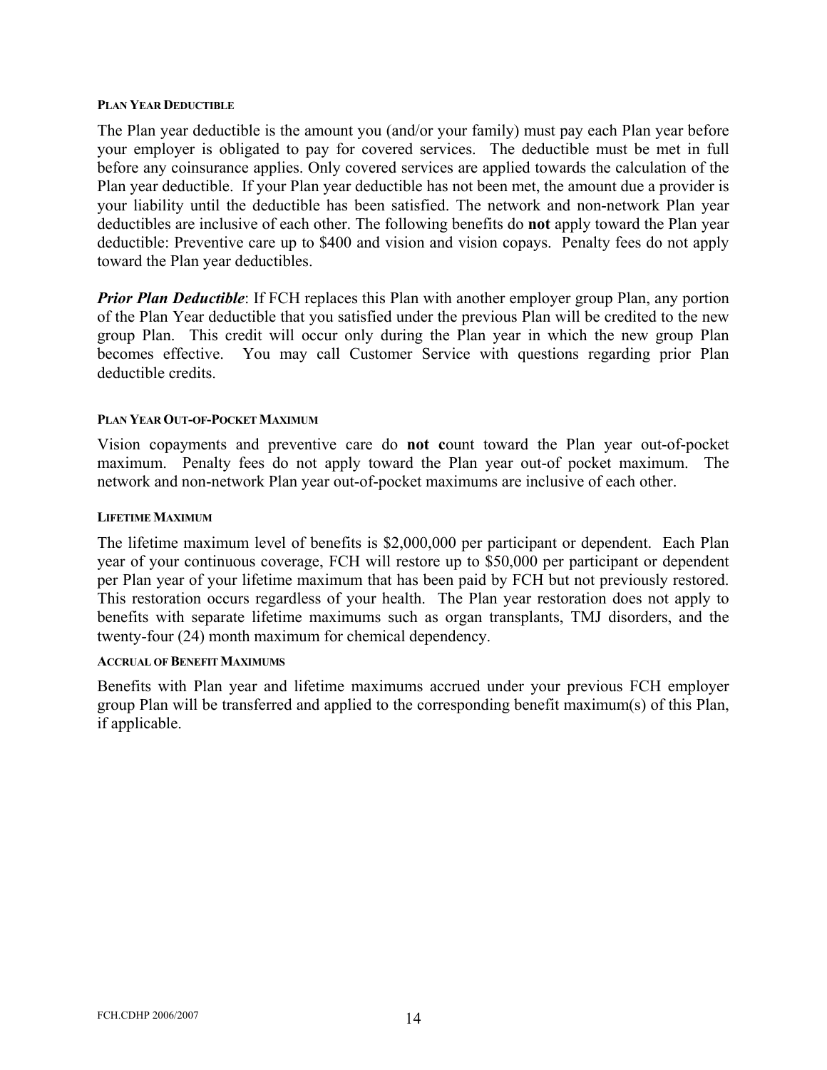#### PLAN YEAR DEDUCTIBLE

The Plan year deductible is the amount you (and/or your family) must pay each Plan year before your employer is obligated to pay for covered services. The deductible must be met in full before any coinsurance applies. Only covered services are applied towards the calculation of the Plan year deductible. If your Plan year deductible has not been met, the amount due a provider is your liability until the deductible has been satisfied. The network and non-network Plan year deductibles are inclusive of each other. The following benefits do **not** apply toward the Plan year deductible: Preventive care up to $400 and vision and vision copays. Penalty fees do not apply toward the Plan year deductibles.

***Prior Plan Deductible***: If FCH replaces this Plan with another employer group Plan, any portion of the Plan Year deductible that you satisfied under the previous Plan will be credited to the new group Plan. This credit will occur only during the Plan year in which the new group Plan becomes effective. You may call Customer Service with questions regarding prior Plan deductible credits.

#### PLAN YEAR OUT-OF-POCKET MAXIMUM

Vision copayments and preventive care do **not c**ount toward the Plan year out-of-pocket maximum. Penalty fees do not apply toward the Plan year out-of pocket maximum. The network and non-network Plan year out-of-pocket maximums are inclusive of each other.

#### LIFETIME MAXIMUM

The lifetime maximum level of benefits is $2,000,000 per participant or dependent. Each Plan year of your continuous coverage, FCH will restore up to $50,000 per participant or dependent per Plan year of your lifetime maximum that has been paid by FCH but not previously restored. This restoration occurs regardless of your health. The Plan year restoration does not apply to benefits with separate lifetime maximums such as organ transplants, TMJ disorders, and the twenty-four (24) month maximum for chemical dependency.

#### ACCRUAL OF BENEFIT MAXIMUMS

Benefits with Plan year and lifetime maximums accrued under your previous FCH employer group Plan will be transferred and applied to the corresponding benefit maximum(s) of this Plan, if applicable.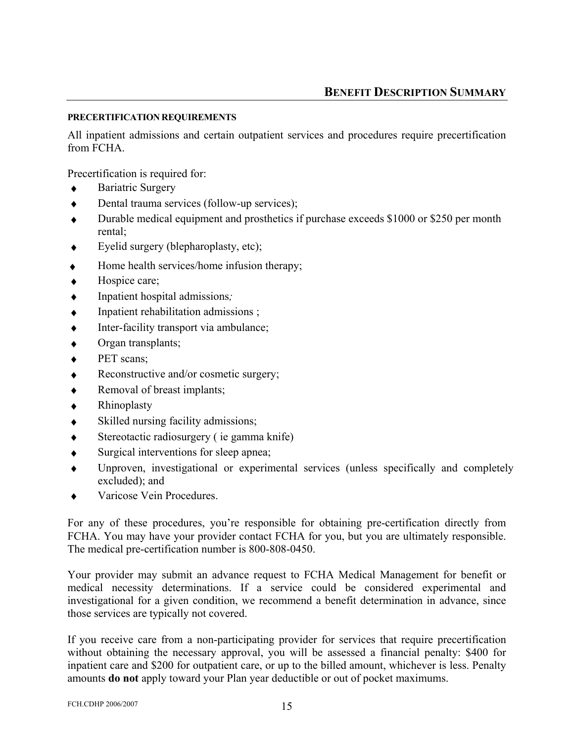#### PRECERTIFICATION REQUIREMENTS

All inpatient admissions and certain outpatient services and procedures require precertification from FCHA.

Precertification is required for:

- Bariatric Surgery
- Dental trauma services (follow-up services);
- Durable medical equipment and prosthetics if purchase exceeds $1000 or $250 per month rental;
- Eyelid surgery (blepharoplasty, etc);
- Home health services/home infusion therapy;
- Hospice care;
- Inpatient hospital admissions;
- Inpatient rehabilitation admissions ;
- Inter-facility transport via ambulance;
- Organ transplants;
- PET scans;
- Reconstructive and/or cosmetic surgery;
- Removal of breast implants;
- Rhinoplasty
- Skilled nursing facility admissions;
- Stereotactic radiosurgery ( ie gamma knife)
- Surgical interventions for sleep apnea;
- Unproven, investigational or experimental services (unless specifically and completely excluded); and
- Varicose Vein Procedures.

For any of these procedures, you're responsible for obtaining pre-certification directly from FCHA. You may have your provider contact FCHA for you, but you are ultimately responsible. The medical pre-certification number is 800-808-0450.

Your provider may submit an advance request to FCHA Medical Management for benefit or medical necessity determinations. If a service could be considered experimental and investigational for a given condition, we recommend a benefit determination in advance, since those services are typically not covered.

If you receive care from a non-participating provider for services that require precertification without obtaining the necessary approval, you will be assessed a financial penalty: $400 for inpatient care and $200 for outpatient care, or up to the billed amount, whichever is less. Penalty amounts **do not** apply toward your Plan year deductible or out of pocket maximums.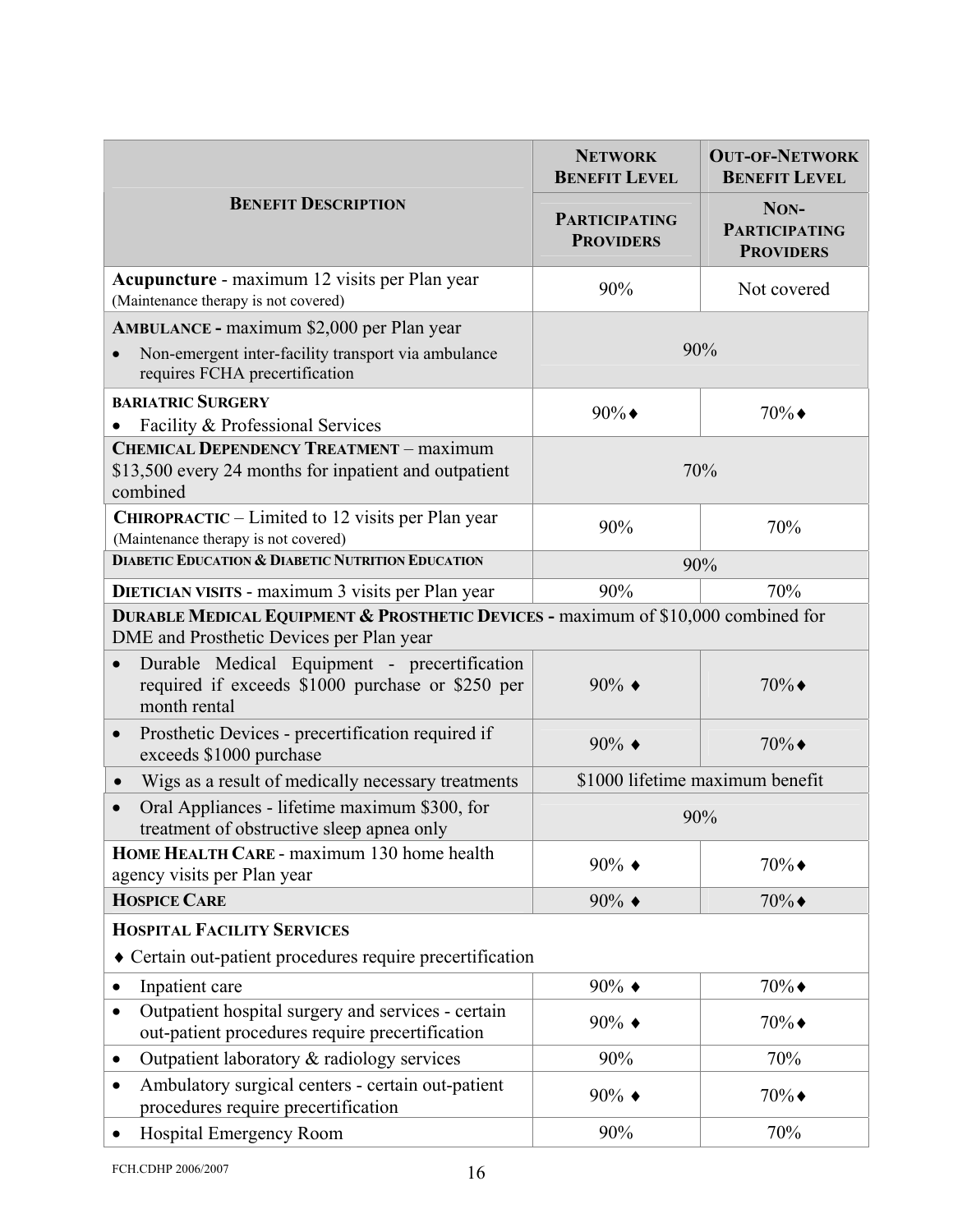| BENEFIT DESCRIPTION | NETWORK BENEFIT LEVEL | OUT-OF-NETWORK BENEFIT LEVEL |
|---|---|---|
| | PARTICIPATING PROVIDERS | NON-PARTICIPATING PROVIDERS |
| **Acupuncture** - maximum 12 visits per Plan year (Maintenance therapy is not covered) | 90% | Not covered |
| **AMBULANCE -** maximum $2,000 per Plan year<br>• Non-emergent inter-facility transport via ambulance requires FCHA precertification | 90% | |
| **BARIATRIC SURGERY**<br>• Facility & Professional Services | 90%♦ | 70%♦ |
| **CHEMICAL DEPENDENCY TREATMENT** – maximum $13,500 every 24 months for inpatient and outpatient combined | 70% | |
| **CHIROPRACTIC** – Limited to 12 visits per Plan year (Maintenance therapy is not covered) | 90% | 70% |
| **DIABETIC EDUCATION & DIABETIC NUTRITION EDUCATION** | 90% | |
| **DIETICIAN VISITS** - maximum 3 visits per Plan year | 90% | 70% |
| **DURABLE MEDICAL EQUIPMENT & PROSTHETIC DEVICES -** maximum of $10,000 combined for DME and Prosthetic Devices per Plan year | | |
| • Durable Medical Equipment - precertification required if exceeds $1000 purchase or $250 per month rental | 90% ♦ | 70%♦ |
| • Prosthetic Devices - precertification required if exceeds $1000 purchase | 90% ♦ | 70%♦ |
| • Wigs as a result of medically necessary treatments | $1000 lifetime maximum benefit | |
| • Oral Appliances - lifetime maximum $300, for treatment of obstructive sleep apnea only | 90% | |
| **HOME HEALTH CARE** - maximum 130 home health agency visits per Plan year | 90% ♦ | 70%♦ |
| **HOSPICE CARE** | 90% ♦ | 70%♦ |
| **HOSPITAL FACILITY SERVICES**<br>♦ Certain out-patient procedures require precertification | | |
| • Inpatient care | 90% ♦ | 70%♦ |
| • Outpatient hospital surgery and services - certain out-patient procedures require precertification | 90% ♦ | 70%♦ |
| • Outpatient laboratory & radiology services | 90% | 70% |
| • Ambulatory surgical centers - certain out-patient procedures require precertification | 90% ♦ | 70%♦ |
| • Hospital Emergency Room | 90% | 70% |

FCH.CDHP 2006/2007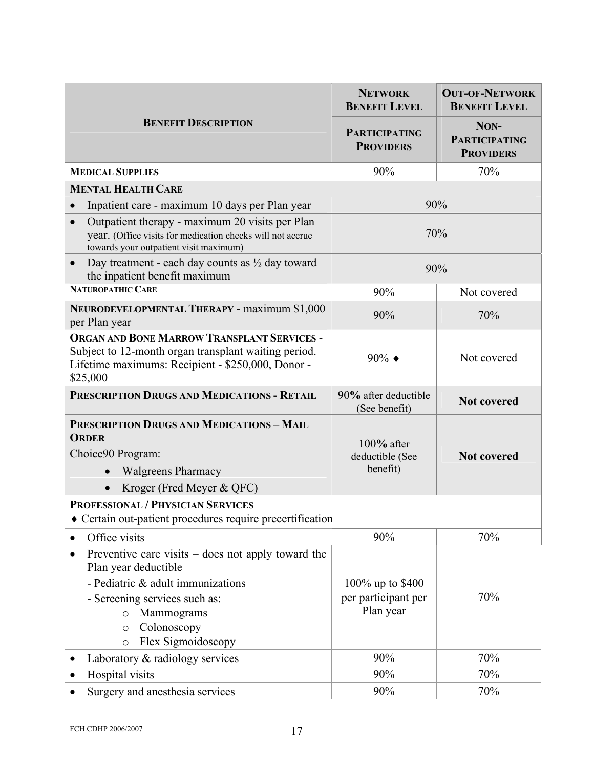| Benefit Description | Network Benefit Level | Out-of-Network Benefit Level |
|---|---|---|
| | Participating Providers | Non-Participating Providers |
| **Medical Supplies** | 90% | 70% |
| **Mental Health Care** | | |
| • Inpatient care - maximum 10 days per Plan year | 90% | |
| • Outpatient therapy - maximum 20 visits per Plan year. (Office visits for medication checks will not accrue towards your outpatient visit maximum) | 70% | |
| • Day treatment - each day counts as ½ day toward the inpatient benefit maximum | 90% | |
| **Naturopathic Care** | 90% | Not covered |
| **Neurodevelopmental Therapy** - maximum $1,000 per Plan year | 90% | 70% |
| **Organ and Bone Marrow Transplant Services** - Subject to 12-month organ transplant waiting period. Lifetime maximums: Recipient - $250,000, Donor - $25,000 | 90% ♦ | Not covered |
| **Prescription Drugs and Medications - Retail** | 90**%** after deductible (See benefit) | **Not covered** |
| **Prescription Drugs and Medications – Mail Order**<br>Choice90 Program:<br>• Walgreens Pharmacy<br>• Kroger (Fred Meyer & QFC) | 100**%** after deductible (See benefit) | **Not covered** |
| **Professional / Physician Services**<br>♦ Certain out-patient procedures require precertification | | |
| • Office visits | 90% | 70% |
| • Preventive care visits – does not apply toward the Plan year deductible<br>- Pediatric & adult immunizations<br>- Screening services such as:<br>o Mammograms<br>o Colonoscopy<br>o Flex Sigmoidoscopy | 100% up to $400 per participant per Plan year | 70% |
| • Laboratory & radiology services | 90% | 70% |
| • Hospital visits | 90% | 70% |
| • Surgery and anesthesia services | 90% | 70% |

FCH.CDHP 2006/2007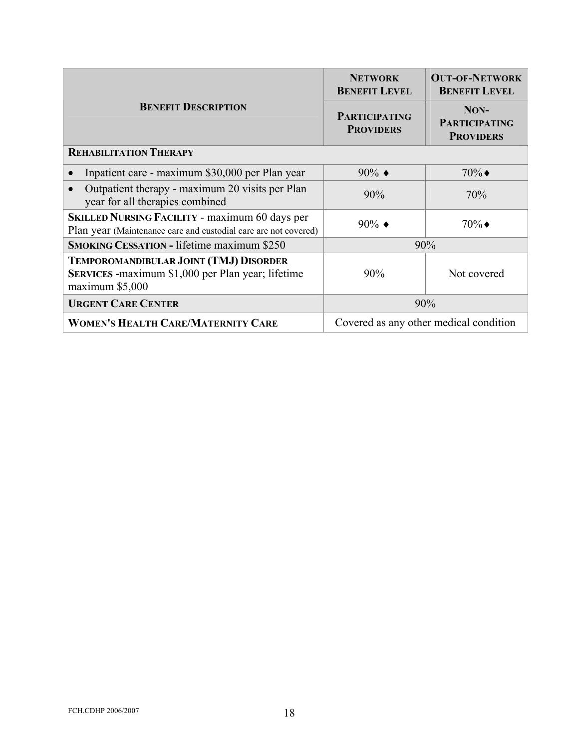| **BENEFIT DESCRIPTION** | **NETWORK BENEFIT LEVEL** | **OUT-OF-NETWORK BENEFIT LEVEL** |
|---|---|---|
| | **PARTICIPATING PROVIDERS** | **NON-PARTICIPATING PROVIDERS** |
| **REHABILITATION THERAPY** | | |
| • Inpatient care - maximum $30,000 per Plan year | 90% ♦ | 70%♦ |
| • Outpatient therapy - maximum 20 visits per Plan year for all therapies combined | 90% | 70% |
| **SKILLED NURSING FACILITY** - maximum 60 days per Plan year (Maintenance care and custodial care are not covered) | 90% ♦ | 70%♦ |
| **SMOKING CESSATION -** lifetime maximum $250 | 90% | |
| **TEMPOROMANDIBULAR JOINT (TMJ) DISORDER SERVICES -**maximum $1,000 per Plan year; lifetime maximum $5,000 | 90% | Not covered |
| **URGENT CARE CENTER** | 90% | |
| **WOMEN'S HEALTH CARE/MATERNITY CARE** | Covered as any other medical condition | |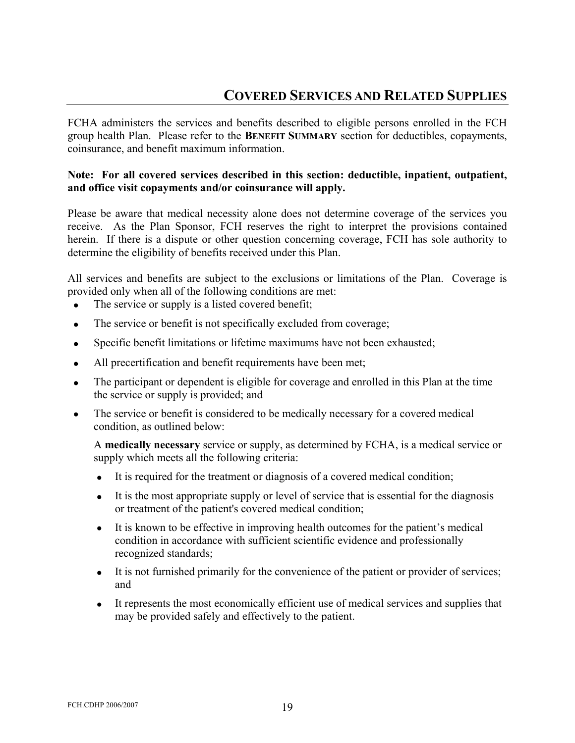# COVERED SERVICES AND RELATED SUPPLIES

FCHA administers the services and benefits described to eligible persons enrolled in the FCH group health Plan. Please refer to the **BENEFIT SUMMARY** section for deductibles, copayments, coinsurance, and benefit maximum information.

**Note: For all covered services described in this section: deductible, inpatient, outpatient, and office visit copayments and/or coinsurance will apply.**

Please be aware that medical necessity alone does not determine coverage of the services you receive. As the Plan Sponsor, FCH reserves the right to interpret the provisions contained herein. If there is a dispute or other question concerning coverage, FCH has sole authority to determine the eligibility of benefits received under this Plan.

All services and benefits are subject to the exclusions or limitations of the Plan. Coverage is provided only when all of the following conditions are met:

- The service or supply is a listed covered benefit;
- The service or benefit is not specifically excluded from coverage;
- Specific benefit limitations or lifetime maximums have not been exhausted;
- All precertification and benefit requirements have been met;
- The participant or dependent is eligible for coverage and enrolled in this Plan at the time the service or supply is provided; and
- The service or benefit is considered to be medically necessary for a covered medical condition, as outlined below:

  A **medically necessary** service or supply, as determined by FCHA, is a medical service or supply which meets all the following criteria:

  - It is required for the treatment or diagnosis of a covered medical condition;
  - It is the most appropriate supply or level of service that is essential for the diagnosis or treatment of the patient's covered medical condition;
  - It is known to be effective in improving health outcomes for the patient's medical condition in accordance with sufficient scientific evidence and professionally recognized standards;
  - It is not furnished primarily for the convenience of the patient or provider of services; and
  - It represents the most economically efficient use of medical services and supplies that may be provided safely and effectively to the patient.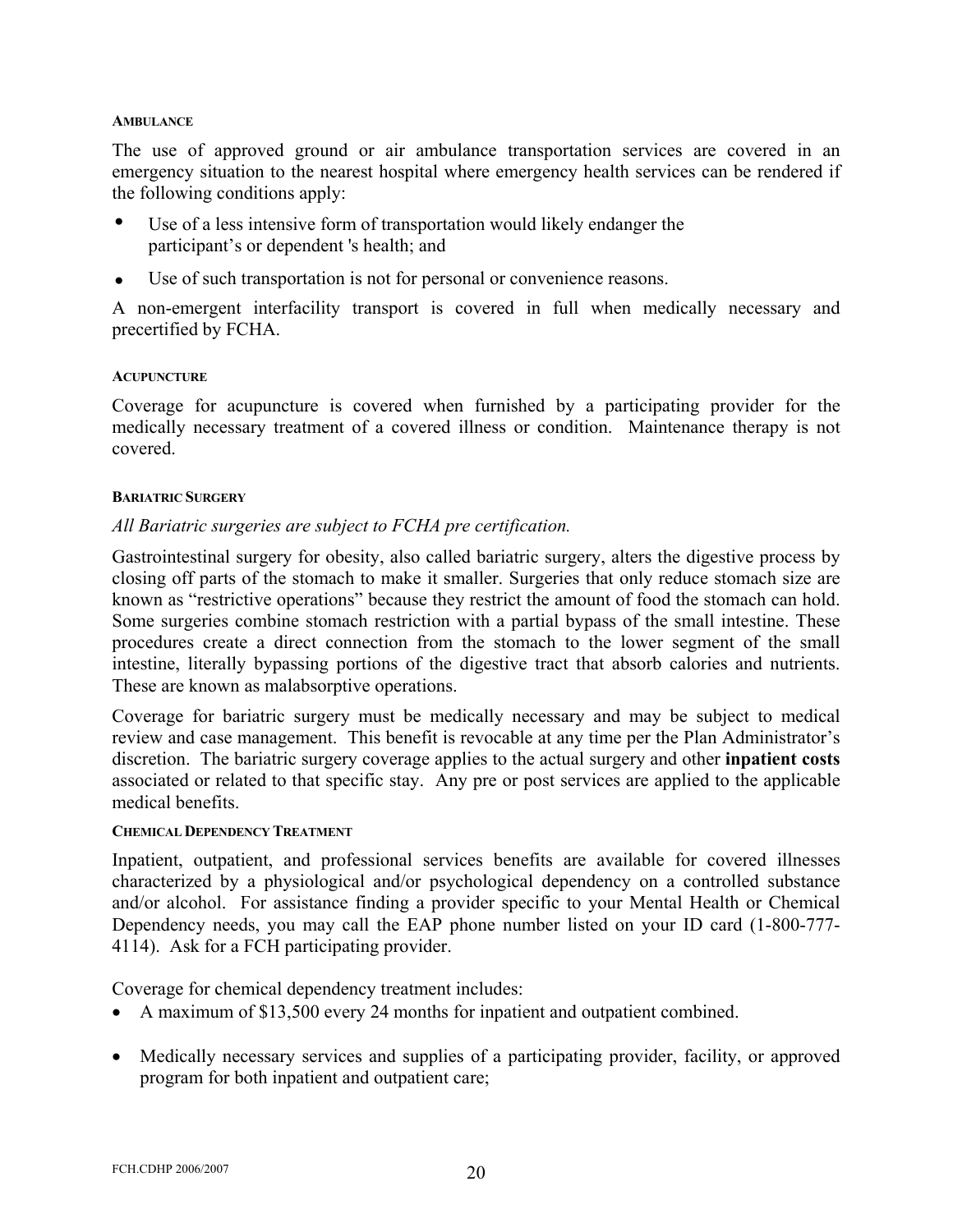#### AMBULANCE

The use of approved ground or air ambulance transportation services are covered in an emergency situation to the nearest hospital where emergency health services can be rendered if the following conditions apply:

- Use of a less intensive form of transportation would likely endanger the participant's or dependent 's health; and
- Use of such transportation is not for personal or convenience reasons.

A non-emergent interfacility transport is covered in full when medically necessary and precertified by FCHA.

#### ACUPUNCTURE

Coverage for acupuncture is covered when furnished by a participating provider for the medically necessary treatment of a covered illness or condition. Maintenance therapy is not covered.

#### BARIATRIC SURGERY

*All Bariatric surgeries are subject to FCHA pre certification.*

Gastrointestinal surgery for obesity, also called bariatric surgery, alters the digestive process by closing off parts of the stomach to make it smaller. Surgeries that only reduce stomach size are known as "restrictive operations" because they restrict the amount of food the stomach can hold. Some surgeries combine stomach restriction with a partial bypass of the small intestine. These procedures create a direct connection from the stomach to the lower segment of the small intestine, literally bypassing portions of the digestive tract that absorb calories and nutrients. These are known as malabsorptive operations.

Coverage for bariatric surgery must be medically necessary and may be subject to medical review and case management. This benefit is revocable at any time per the Plan Administrator's discretion. The bariatric surgery coverage applies to the actual surgery and other **inpatient costs** associated or related to that specific stay. Any pre or post services are applied to the applicable medical benefits.

#### CHEMICAL DEPENDENCY TREATMENT

Inpatient, outpatient, and professional services benefits are available for covered illnesses characterized by a physiological and/or psychological dependency on a controlled substance and/or alcohol. For assistance finding a provider specific to your Mental Health or Chemical Dependency needs, you may call the EAP phone number listed on your ID card (1-800-777-4114). Ask for a FCH participating provider.

Coverage for chemical dependency treatment includes:

- A maximum of $13,500 every 24 months for inpatient and outpatient combined.
- Medically necessary services and supplies of a participating provider, facility, or approved program for both inpatient and outpatient care;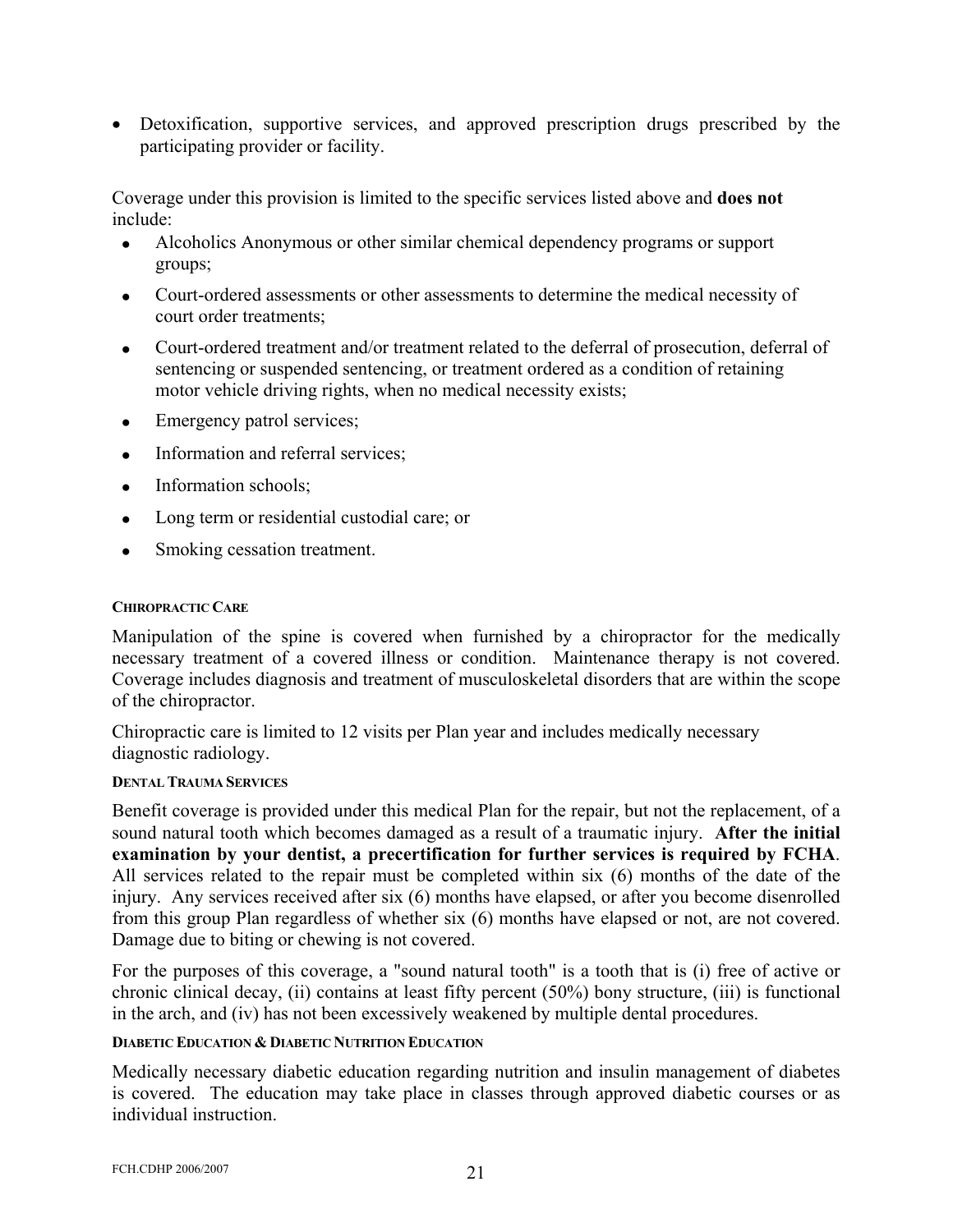- Detoxification, supportive services, and approved prescription drugs prescribed by the participating provider or facility.

Coverage under this provision is limited to the specific services listed above and **does not** include:

- Alcoholics Anonymous or other similar chemical dependency programs or support groups;
- Court-ordered assessments or other assessments to determine the medical necessity of court order treatments;
- Court-ordered treatment and/or treatment related to the deferral of prosecution, deferral of sentencing or suspended sentencing, or treatment ordered as a condition of retaining motor vehicle driving rights, when no medical necessity exists;
- Emergency patrol services;
- Information and referral services;
- Information schools;
- Long term or residential custodial care; or
- Smoking cessation treatment.

#### CHIROPRACTIC CARE

Manipulation of the spine is covered when furnished by a chiropractor for the medically necessary treatment of a covered illness or condition. Maintenance therapy is not covered. Coverage includes diagnosis and treatment of musculoskeletal disorders that are within the scope of the chiropractor.

Chiropractic care is limited to 12 visits per Plan year and includes medically necessary diagnostic radiology.

#### DENTAL TRAUMA SERVICES

Benefit coverage is provided under this medical Plan for the repair, but not the replacement, of a sound natural tooth which becomes damaged as a result of a traumatic injury. **After the initial examination by your dentist, a precertification for further services is required by FCHA**. All services related to the repair must be completed within six (6) months of the date of the injury. Any services received after six (6) months have elapsed, or after you become disenrolled from this group Plan regardless of whether six (6) months have elapsed or not, are not covered. Damage due to biting or chewing is not covered.

For the purposes of this coverage, a "sound natural tooth" is a tooth that is (i) free of active or chronic clinical decay, (ii) contains at least fifty percent (50%) bony structure, (iii) is functional in the arch, and (iv) has not been excessively weakened by multiple dental procedures.

#### DIABETIC EDUCATION & DIABETIC NUTRITION EDUCATION

Medically necessary diabetic education regarding nutrition and insulin management of diabetes is covered. The education may take place in classes through approved diabetic courses or as individual instruction.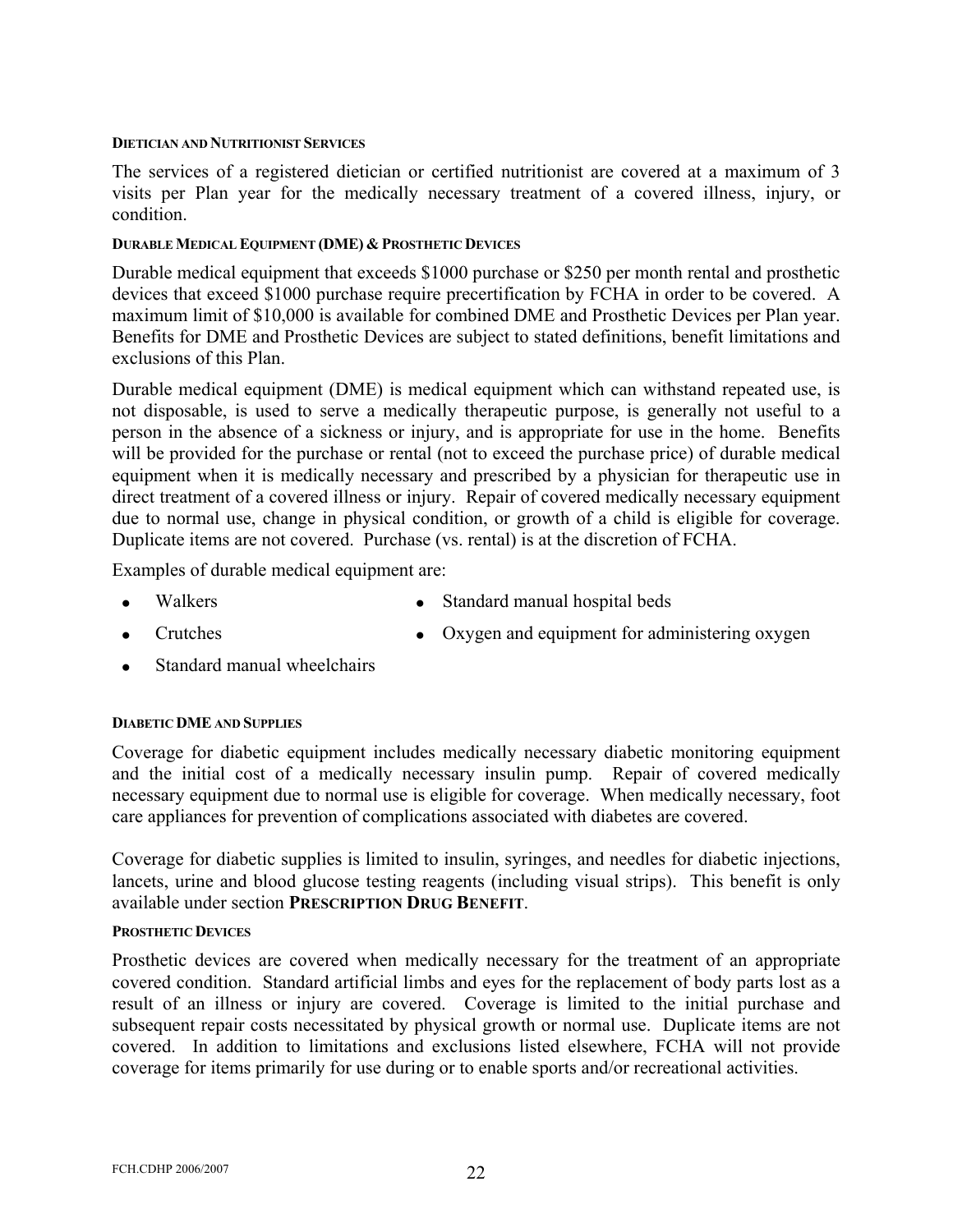#### DIETICIAN AND NUTRITIONIST SERVICES

The services of a registered dietician or certified nutritionist are covered at a maximum of 3 visits per Plan year for the medically necessary treatment of a covered illness, injury, or condition.

#### DURABLE MEDICAL EQUIPMENT (DME) & PROSTHETIC DEVICES

Durable medical equipment that exceeds $1000 purchase or $250 per month rental and prosthetic devices that exceed $1000 purchase require precertification by FCHA in order to be covered. A maximum limit of $10,000 is available for combined DME and Prosthetic Devices per Plan year. Benefits for DME and Prosthetic Devices are subject to stated definitions, benefit limitations and exclusions of this Plan.

Durable medical equipment (DME) is medical equipment which can withstand repeated use, is not disposable, is used to serve a medically therapeutic purpose, is generally not useful to a person in the absence of a sickness or injury, and is appropriate for use in the home. Benefits will be provided for the purchase or rental (not to exceed the purchase price) of durable medical equipment when it is medically necessary and prescribed by a physician for therapeutic use in direct treatment of a covered illness or injury. Repair of covered medically necessary equipment due to normal use, change in physical condition, or growth of a child is eligible for coverage. Duplicate items are not covered. Purchase (vs. rental) is at the discretion of FCHA.

Examples of durable medical equipment are:

- Walkers
- Crutches
- Standard manual wheelchairs
- Standard manual hospital beds
- Oxygen and equipment for administering oxygen

#### DIABETIC DME AND SUPPLIES

Coverage for diabetic equipment includes medically necessary diabetic monitoring equipment and the initial cost of a medically necessary insulin pump. Repair of covered medically necessary equipment due to normal use is eligible for coverage. When medically necessary, foot care appliances for prevention of complications associated with diabetes are covered.

Coverage for diabetic supplies is limited to insulin, syringes, and needles for diabetic injections, lancets, urine and blood glucose testing reagents (including visual strips). This benefit is only available under section **PRESCRIPTION DRUG BENEFIT**.

#### PROSTHETIC DEVICES

Prosthetic devices are covered when medically necessary for the treatment of an appropriate covered condition. Standard artificial limbs and eyes for the replacement of body parts lost as a result of an illness or injury are covered. Coverage is limited to the initial purchase and subsequent repair costs necessitated by physical growth or normal use. Duplicate items are not covered. In addition to limitations and exclusions listed elsewhere, FCHA will not provide coverage for items primarily for use during or to enable sports and/or recreational activities.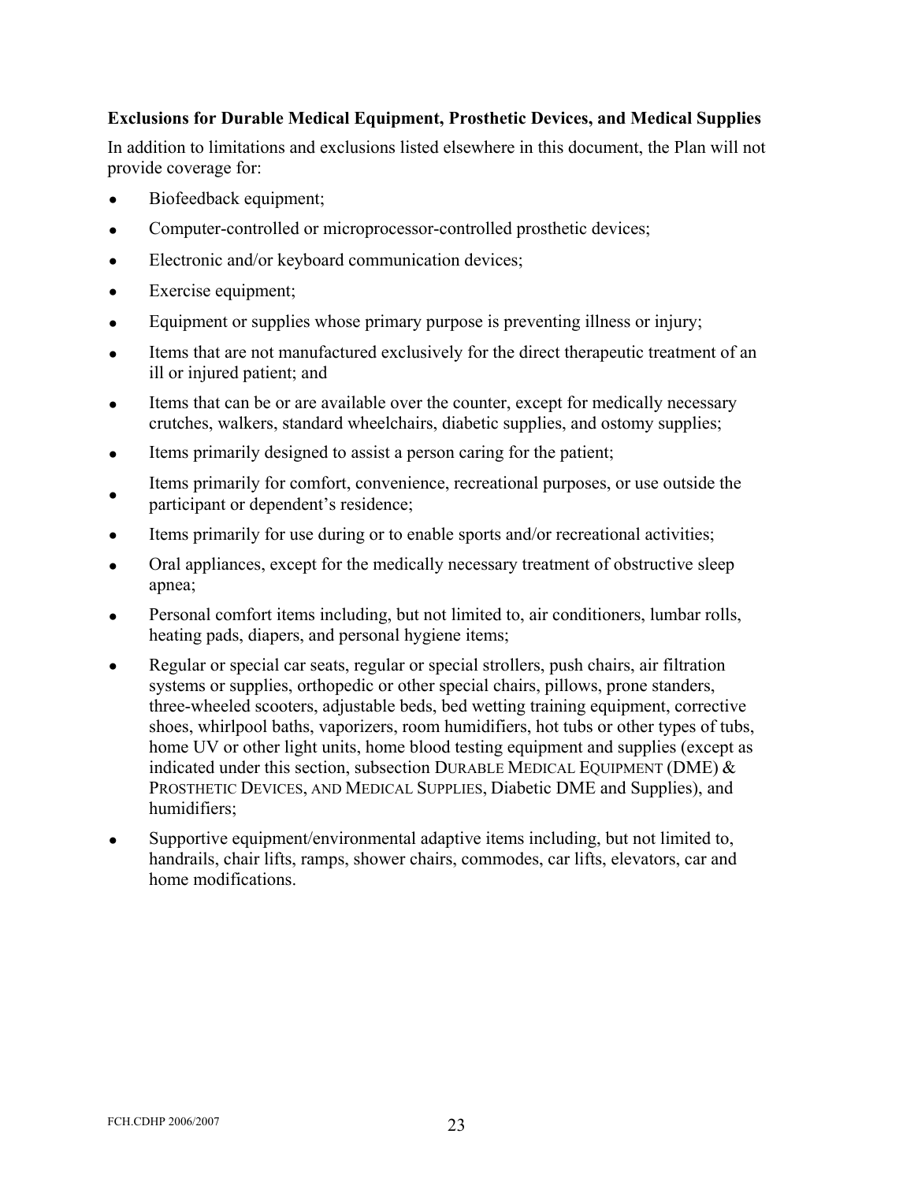### Exclusions for Durable Medical Equipment, Prosthetic Devices, and Medical Supplies

In addition to limitations and exclusions listed elsewhere in this document, the Plan will not provide coverage for:

- Biofeedback equipment;
- Computer-controlled or microprocessor-controlled prosthetic devices;
- Electronic and/or keyboard communication devices;
- Exercise equipment;
- Equipment or supplies whose primary purpose is preventing illness or injury;
- Items that are not manufactured exclusively for the direct therapeutic treatment of an ill or injured patient; and
- Items that can be or are available over the counter, except for medically necessary crutches, walkers, standard wheelchairs, diabetic supplies, and ostomy supplies;
- Items primarily designed to assist a person caring for the patient;
- Items primarily for comfort, convenience, recreational purposes, or use outside the participant or dependent's residence;
- Items primarily for use during or to enable sports and/or recreational activities;
- Oral appliances, except for the medically necessary treatment of obstructive sleep apnea;
- Personal comfort items including, but not limited to, air conditioners, lumbar rolls, heating pads, diapers, and personal hygiene items;
- Regular or special car seats, regular or special strollers, push chairs, air filtration systems or supplies, orthopedic or other special chairs, pillows, prone standers, three-wheeled scooters, adjustable beds, bed wetting training equipment, corrective shoes, whirlpool baths, vaporizers, room humidifiers, hot tubs or other types of tubs, home UV or other light units, home blood testing equipment and supplies (except as indicated under this section, subsection DURABLE MEDICAL EQUIPMENT (DME) & PROSTHETIC DEVICES, AND MEDICAL SUPPLIES, Diabetic DME and Supplies), and humidifiers;
- Supportive equipment/environmental adaptive items including, but not limited to, handrails, chair lifts, ramps, shower chairs, commodes, car lifts, elevators, car and home modifications.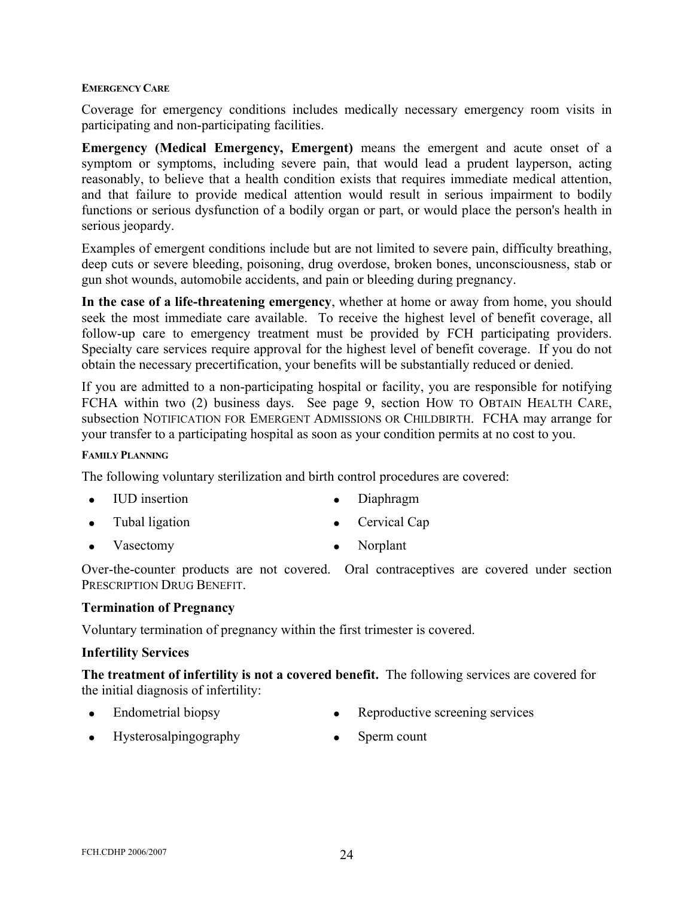#### EMERGENCY CARE

Coverage for emergency conditions includes medically necessary emergency room visits in participating and non-participating facilities.

**Emergency (Medical Emergency, Emergent)** means the emergent and acute onset of a symptom or symptoms, including severe pain, that would lead a prudent layperson, acting reasonably, to believe that a health condition exists that requires immediate medical attention, and that failure to provide medical attention would result in serious impairment to bodily functions or serious dysfunction of a bodily organ or part, or would place the person's health in serious jeopardy.

Examples of emergent conditions include but are not limited to severe pain, difficulty breathing, deep cuts or severe bleeding, poisoning, drug overdose, broken bones, unconsciousness, stab or gun shot wounds, automobile accidents, and pain or bleeding during pregnancy.

**In the case of a life-threatening emergency**, whether at home or away from home, you should seek the most immediate care available. To receive the highest level of benefit coverage, all follow-up care to emergency treatment must be provided by FCH participating providers. Specialty care services require approval for the highest level of benefit coverage. If you do not obtain the necessary precertification, your benefits will be substantially reduced or denied.

If you are admitted to a non-participating hospital or facility, you are responsible for notifying FCHA within two (2) business days. See page 9, section HOW TO OBTAIN HEALTH CARE, subsection NOTIFICATION FOR EMERGENT ADMISSIONS OR CHILDBIRTH. FCHA may arrange for your transfer to a participating hospital as soon as your condition permits at no cost to you.

#### FAMILY PLANNING

The following voluntary sterilization and birth control procedures are covered:

- IUD insertion
- Tubal ligation
- Vasectomy
- Diaphragm
- Cervical Cap
- Norplant

Over-the-counter products are not covered. Oral contraceptives are covered under section PRESCRIPTION DRUG BENEFIT.

### Termination of Pregnancy

Voluntary termination of pregnancy within the first trimester is covered.

### Infertility Services

**The treatment of infertility is not a covered benefit.** The following services are covered for the initial diagnosis of infertility:

- Endometrial biopsy
- Hysterosalpingography
- Reproductive screening services
- Sperm count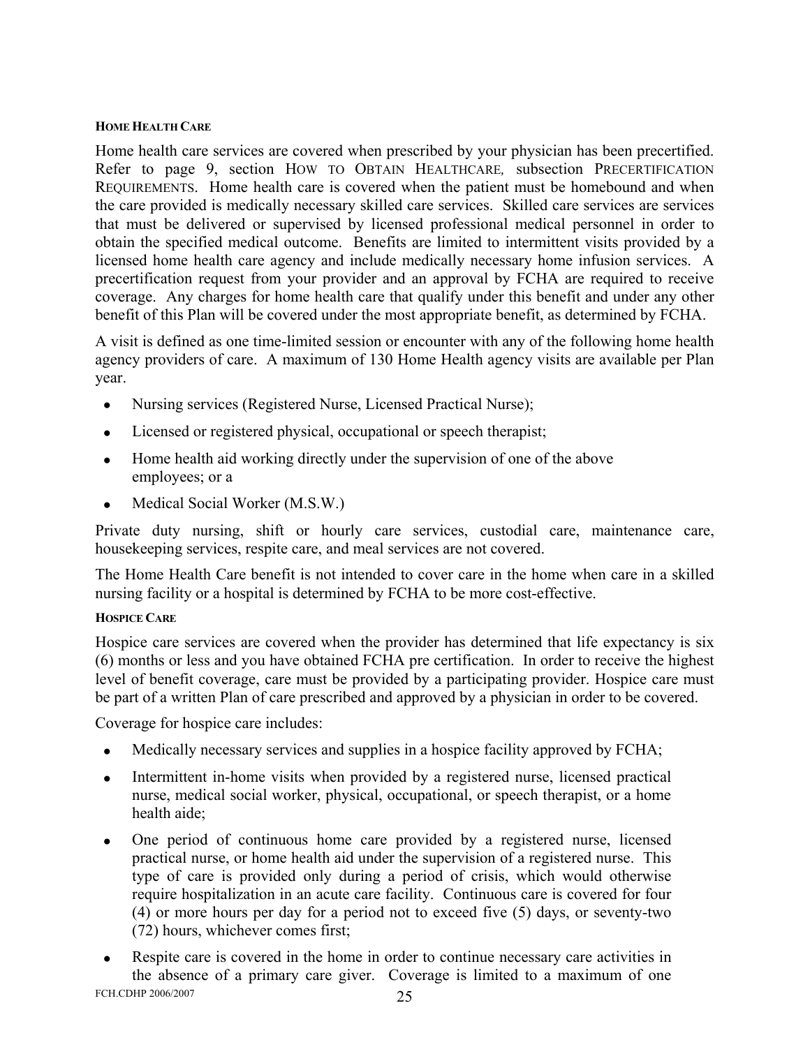#### HOME HEALTH CARE

Home health care services are covered when prescribed by your physician has been precertified. Refer to page 9, section HOW TO OBTAIN HEALTHCARE, subsection PRECERTIFICATION REQUIREMENTS. Home health care is covered when the patient must be homebound and when the care provided is medically necessary skilled care services. Skilled care services are services that must be delivered or supervised by licensed professional medical personnel in order to obtain the specified medical outcome. Benefits are limited to intermittent visits provided by a licensed home health care agency and include medically necessary home infusion services. A precertification request from your provider and an approval by FCHA are required to receive coverage. Any charges for home health care that qualify under this benefit and under any other benefit of this Plan will be covered under the most appropriate benefit, as determined by FCHA.

A visit is defined as one time-limited session or encounter with any of the following home health agency providers of care. A maximum of 130 Home Health agency visits are available per Plan year.

- Nursing services (Registered Nurse, Licensed Practical Nurse);
- Licensed or registered physical, occupational or speech therapist;
- Home health aid working directly under the supervision of one of the above employees; or a
- Medical Social Worker (M.S.W.)

Private duty nursing, shift or hourly care services, custodial care, maintenance care, housekeeping services, respite care, and meal services are not covered.

The Home Health Care benefit is not intended to cover care in the home when care in a skilled nursing facility or a hospital is determined by FCHA to be more cost-effective.

#### HOSPICE CARE

Hospice care services are covered when the provider has determined that life expectancy is six (6) months or less and you have obtained FCHA pre certification. In order to receive the highest level of benefit coverage, care must be provided by a participating provider. Hospice care must be part of a written Plan of care prescribed and approved by a physician in order to be covered.

Coverage for hospice care includes:

- Medically necessary services and supplies in a hospice facility approved by FCHA;
- Intermittent in-home visits when provided by a registered nurse, licensed practical nurse, medical social worker, physical, occupational, or speech therapist, or a home health aide;
- One period of continuous home care provided by a registered nurse, licensed practical nurse, or home health aid under the supervision of a registered nurse. This type of care is provided only during a period of crisis, which would otherwise require hospitalization in an acute care facility. Continuous care is covered for four (4) or more hours per day for a period not to exceed five (5) days, or seventy-two (72) hours, whichever comes first;
- Respite care is covered in the home in order to continue necessary care activities in the absence of a primary care giver. Coverage is limited to a maximum of one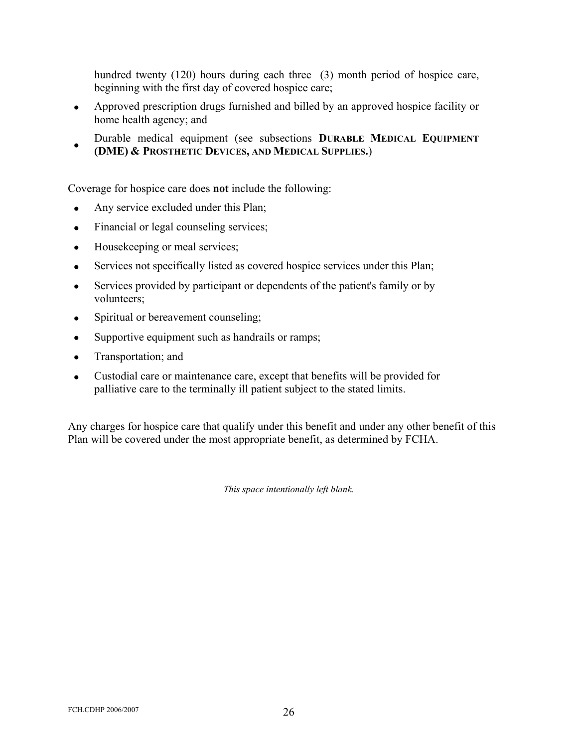hundred twenty (120) hours during each three (3) month period of hospice care, beginning with the first day of covered hospice care;

- Approved prescription drugs furnished and billed by an approved hospice facility or home health agency; and
- Durable medical equipment (see subsections **DURABLE MEDICAL EQUIPMENT (DME) & PROSTHETIC DEVICES, AND MEDICAL SUPPLIES.**)

Coverage for hospice care does **not** include the following:

- Any service excluded under this Plan;
- Financial or legal counseling services;
- Housekeeping or meal services;
- Services not specifically listed as covered hospice services under this Plan;
- Services provided by participant or dependents of the patient's family or by volunteers;
- Spiritual or bereavement counseling;
- Supportive equipment such as handrails or ramps;
- Transportation; and
- Custodial care or maintenance care, except that benefits will be provided for palliative care to the terminally ill patient subject to the stated limits.

Any charges for hospice care that qualify under this benefit and under any other benefit of this Plan will be covered under the most appropriate benefit, as determined by FCHA.

*This space intentionally left blank.*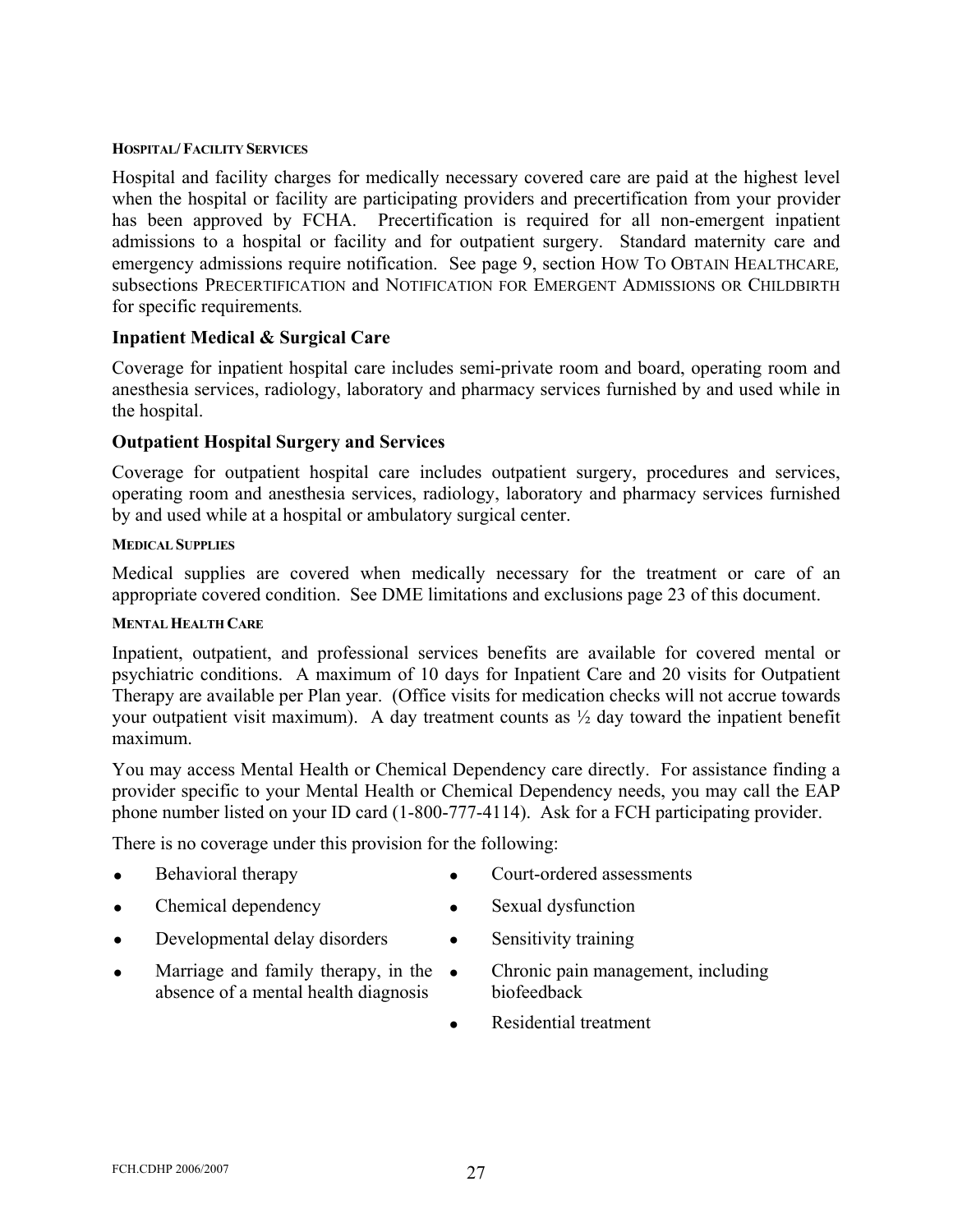#### Hospital/ Facility Services

Hospital and facility charges for medically necessary covered care are paid at the highest level when the hospital or facility are participating providers and precertification from your provider has been approved by FCHA. Precertification is required for all non-emergent inpatient admissions to a hospital or facility and for outpatient surgery. Standard maternity care and emergency admissions require notification. See page 9, section How To Obtain Healthcare, subsections Precertification and Notification for Emergent Admissions or Childbirth for specific requirements.

### Inpatient Medical & Surgical Care

Coverage for inpatient hospital care includes semi-private room and board, operating room and anesthesia services, radiology, laboratory and pharmacy services furnished by and used while in the hospital.

### Outpatient Hospital Surgery and Services

Coverage for outpatient hospital care includes outpatient surgery, procedures and services, operating room and anesthesia services, radiology, laboratory and pharmacy services furnished by and used while at a hospital or ambulatory surgical center.

#### Medical Supplies

Medical supplies are covered when medically necessary for the treatment or care of an appropriate covered condition. See DME limitations and exclusions page 23 of this document.

#### Mental Health Care

Inpatient, outpatient, and professional services benefits are available for covered mental or psychiatric conditions. A maximum of 10 days for Inpatient Care and 20 visits for Outpatient Therapy are available per Plan year. (Office visits for medication checks will not accrue towards your outpatient visit maximum). A day treatment counts as ½ day toward the inpatient benefit maximum.

You may access Mental Health or Chemical Dependency care directly. For assistance finding a provider specific to your Mental Health or Chemical Dependency needs, you may call the EAP phone number listed on your ID card (1-800-777-4114). Ask for a FCH participating provider.

There is no coverage under this provision for the following:

- Behavioral therapy
- Chemical dependency
- Developmental delay disorders
- Marriage and family therapy, in the absence of a mental health diagnosis
- Court-ordered assessments
- Sexual dysfunction
- Sensitivity training
- Chronic pain management, including biofeedback
- Residential treatment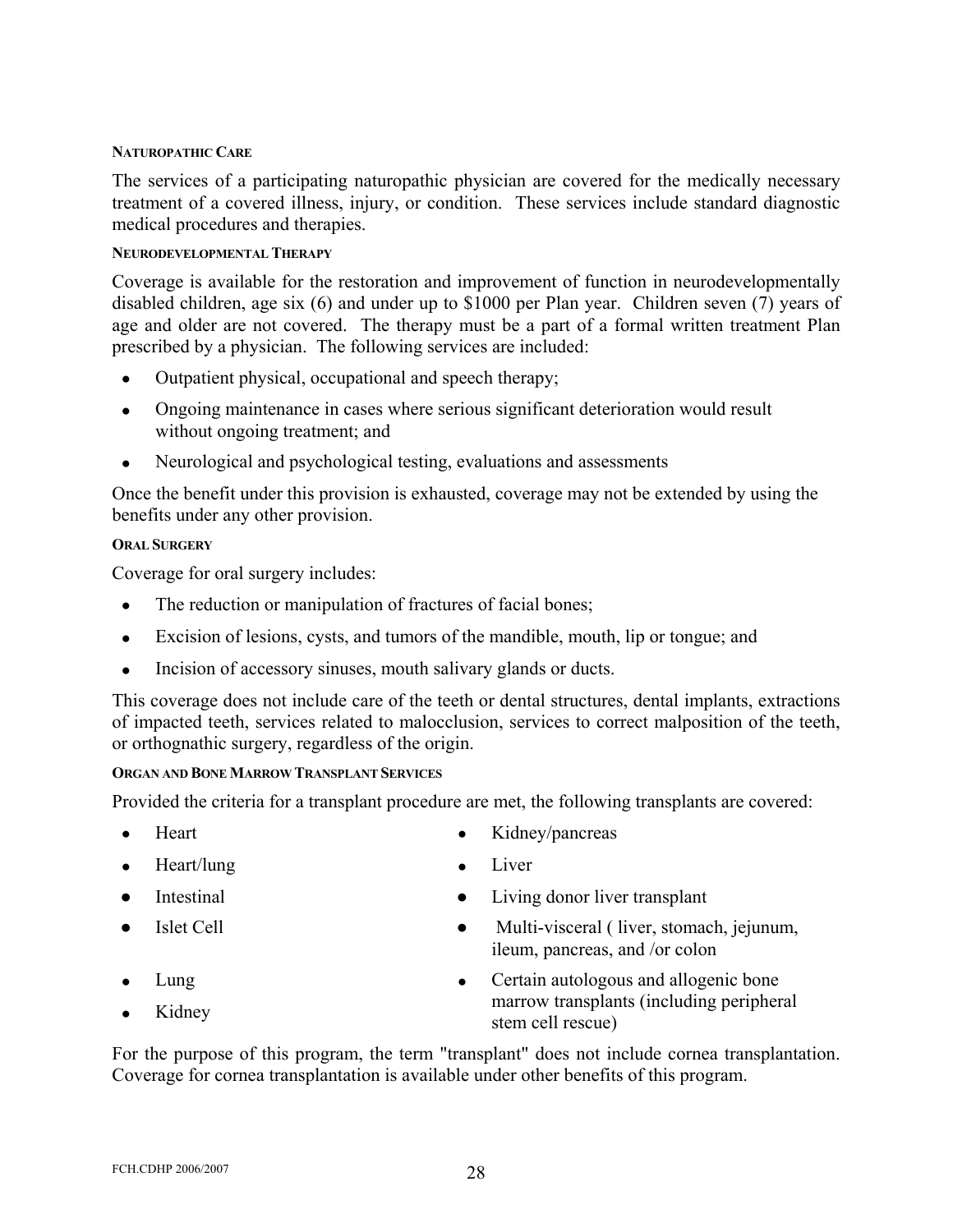#### NATUROPATHIC CARE

The services of a participating naturopathic physician are covered for the medically necessary treatment of a covered illness, injury, or condition. These services include standard diagnostic medical procedures and therapies.

#### NEURODEVELOPMENTAL THERAPY

Coverage is available for the restoration and improvement of function in neurodevelopmentally disabled children, age six (6) and under up to $1000 per Plan year. Children seven (7) years of age and older are not covered. The therapy must be a part of a formal written treatment Plan prescribed by a physician. The following services are included:

- Outpatient physical, occupational and speech therapy;
- Ongoing maintenance in cases where serious significant deterioration would result without ongoing treatment; and
- Neurological and psychological testing, evaluations and assessments

Once the benefit under this provision is exhausted, coverage may not be extended by using the benefits under any other provision.

#### ORAL SURGERY

Coverage for oral surgery includes:

- The reduction or manipulation of fractures of facial bones;
- Excision of lesions, cysts, and tumors of the mandible, mouth, lip or tongue; and
- Incision of accessory sinuses, mouth salivary glands or ducts.

This coverage does not include care of the teeth or dental structures, dental implants, extractions of impacted teeth, services related to malocclusion, services to correct malposition of the teeth, or orthognathic surgery, regardless of the origin.

#### ORGAN AND BONE MARROW TRANSPLANT SERVICES

Provided the criteria for a transplant procedure are met, the following transplants are covered:

- Heart
- Heart/lung
- Intestinal
- Islet Cell
- Lung
- Kidney
- Kidney/pancreas
- Liver
- Living donor liver transplant
- Multi-visceral ( liver, stomach, jejunum, ileum, pancreas, and /or colon
- Certain autologous and allogenic bone marrow transplants (including peripheral stem cell rescue)

For the purpose of this program, the term "transplant" does not include cornea transplantation. Coverage for cornea transplantation is available under other benefits of this program.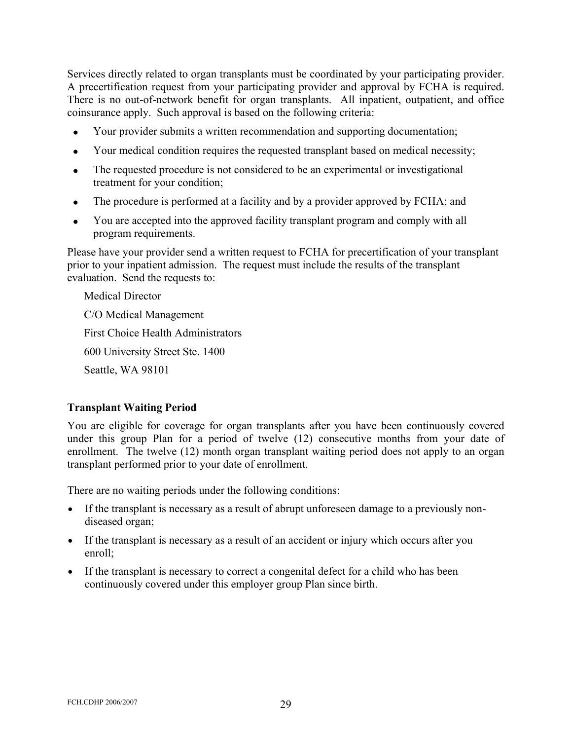Services directly related to organ transplants must be coordinated by your participating provider. A precertification request from your participating provider and approval by FCHA is required. There is no out-of-network benefit for organ transplants. All inpatient, outpatient, and office coinsurance apply. Such approval is based on the following criteria:

- Your provider submits a written recommendation and supporting documentation;
- Your medical condition requires the requested transplant based on medical necessity;
- The requested procedure is not considered to be an experimental or investigational treatment for your condition;
- The procedure is performed at a facility and by a provider approved by FCHA; and
- You are accepted into the approved facility transplant program and comply with all program requirements.

Please have your provider send a written request to FCHA for precertification of your transplant prior to your inpatient admission. The request must include the results of the transplant evaluation. Send the requests to:

Medical Director

C/O Medical Management

First Choice Health Administrators

600 University Street Ste. 1400

Seattle, WA 98101

**Transplant Waiting Period**

You are eligible for coverage for organ transplants after you have been continuously covered under this group Plan for a period of twelve (12) consecutive months from your date of enrollment. The twelve (12) month organ transplant waiting period does not apply to an organ transplant performed prior to your date of enrollment.

There are no waiting periods under the following conditions:

- If the transplant is necessary as a result of abrupt unforeseen damage to a previously non-diseased organ;
- If the transplant is necessary as a result of an accident or injury which occurs after you enroll;
- If the transplant is necessary to correct a congenital defect for a child who has been continuously covered under this employer group Plan since birth.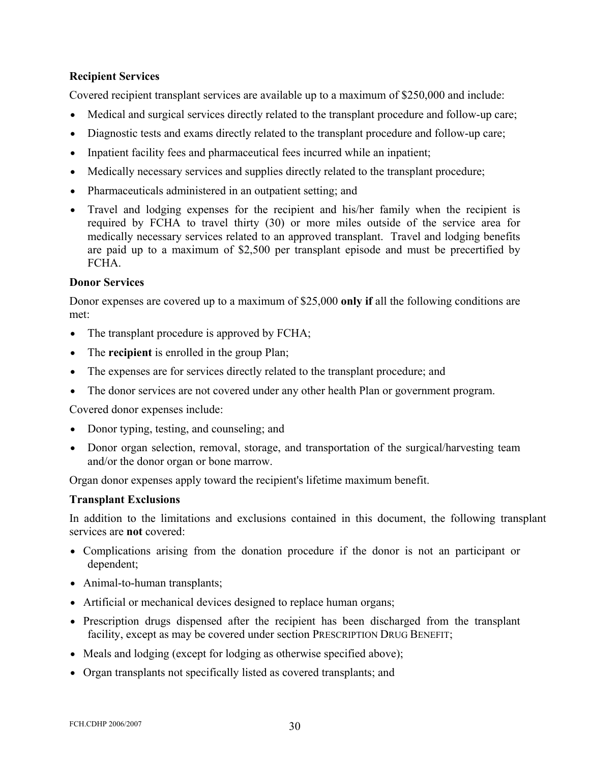**Recipient Services**

Covered recipient transplant services are available up to a maximum of $250,000 and include:

- Medical and surgical services directly related to the transplant procedure and follow-up care;
- Diagnostic tests and exams directly related to the transplant procedure and follow-up care;
- Inpatient facility fees and pharmaceutical fees incurred while an inpatient;
- Medically necessary services and supplies directly related to the transplant procedure;
- Pharmaceuticals administered in an outpatient setting; and
- Travel and lodging expenses for the recipient and his/her family when the recipient is required by FCHA to travel thirty (30) or more miles outside of the service area for medically necessary services related to an approved transplant. Travel and lodging benefits are paid up to a maximum of $2,500 per transplant episode and must be precertified by FCHA.

**Donor Services**

Donor expenses are covered up to a maximum of $25,000 **only if** all the following conditions are met:

- The transplant procedure is approved by FCHA;
- The **recipient** is enrolled in the group Plan;
- The expenses are for services directly related to the transplant procedure; and
- The donor services are not covered under any other health Plan or government program.

Covered donor expenses include:

- Donor typing, testing, and counseling; and
- Donor organ selection, removal, storage, and transportation of the surgical/harvesting team and/or the donor organ or bone marrow.

Organ donor expenses apply toward the recipient's lifetime maximum benefit.

**Transplant Exclusions**

In addition to the limitations and exclusions contained in this document, the following transplant services are **not** covered:

- Complications arising from the donation procedure if the donor is not an participant or dependent;
- Animal-to-human transplants;
- Artificial or mechanical devices designed to replace human organs;
- Prescription drugs dispensed after the recipient has been discharged from the transplant facility, except as may be covered under section PRESCRIPTION DRUG BENEFIT;
- Meals and lodging (except for lodging as otherwise specified above);
- Organ transplants not specifically listed as covered transplants; and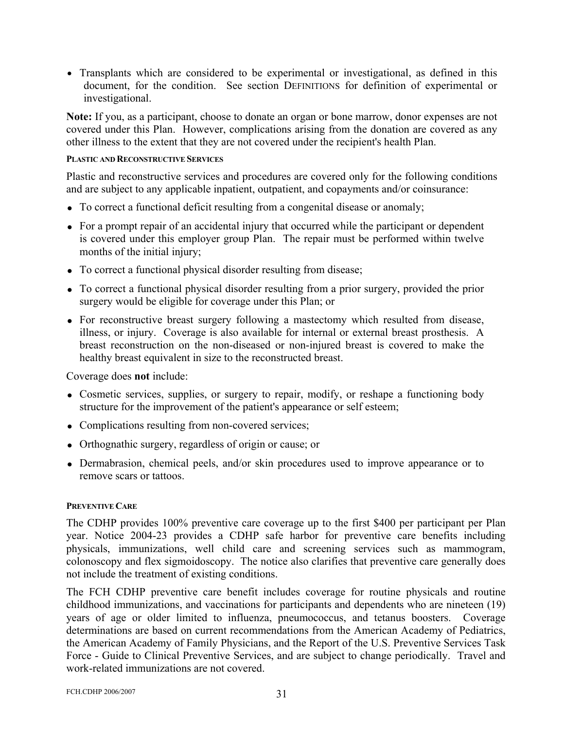- Transplants which are considered to be experimental or investigational, as defined in this document, for the condition. See section DEFINITIONS for definition of experimental or investigational.

**Note:** If you, as a participant, choose to donate an organ or bone marrow, donor expenses are not covered under this Plan. However, complications arising from the donation are covered as any other illness to the extent that they are not covered under the recipient's health Plan.

#### PLASTIC AND RECONSTRUCTIVE SERVICES

Plastic and reconstructive services and procedures are covered only for the following conditions and are subject to any applicable inpatient, outpatient, and copayments and/or coinsurance:

- To correct a functional deficit resulting from a congenital disease or anomaly;
- For a prompt repair of an accidental injury that occurred while the participant or dependent is covered under this employer group Plan. The repair must be performed within twelve months of the initial injury;
- To correct a functional physical disorder resulting from disease;
- To correct a functional physical disorder resulting from a prior surgery, provided the prior surgery would be eligible for coverage under this Plan; or
- For reconstructive breast surgery following a mastectomy which resulted from disease, illness, or injury. Coverage is also available for internal or external breast prosthesis. A breast reconstruction on the non-diseased or non-injured breast is covered to make the healthy breast equivalent in size to the reconstructed breast.

Coverage does **not** include:

- Cosmetic services, supplies, or surgery to repair, modify, or reshape a functioning body structure for the improvement of the patient's appearance or self esteem;
- Complications resulting from non-covered services;
- Orthognathic surgery, regardless of origin or cause; or
- Dermabrasion, chemical peels, and/or skin procedures used to improve appearance or to remove scars or tattoos.

#### PREVENTIVE CARE

The CDHP provides 100% preventive care coverage up to the first $400 per participant per Plan year. Notice 2004-23 provides a CDHP safe harbor for preventive care benefits including physicals, immunizations, well child care and screening services such as mammogram, colonoscopy and flex sigmoidoscopy. The notice also clarifies that preventive care generally does not include the treatment of existing conditions.

The FCH CDHP preventive care benefit includes coverage for routine physicals and routine childhood immunizations, and vaccinations for participants and dependents who are nineteen (19) years of age or older limited to influenza, pneumococcus, and tetanus boosters. Coverage determinations are based on current recommendations from the American Academy of Pediatrics, the American Academy of Family Physicians, and the Report of the U.S. Preventive Services Task Force - Guide to Clinical Preventive Services, and are subject to change periodically. Travel and work-related immunizations are not covered.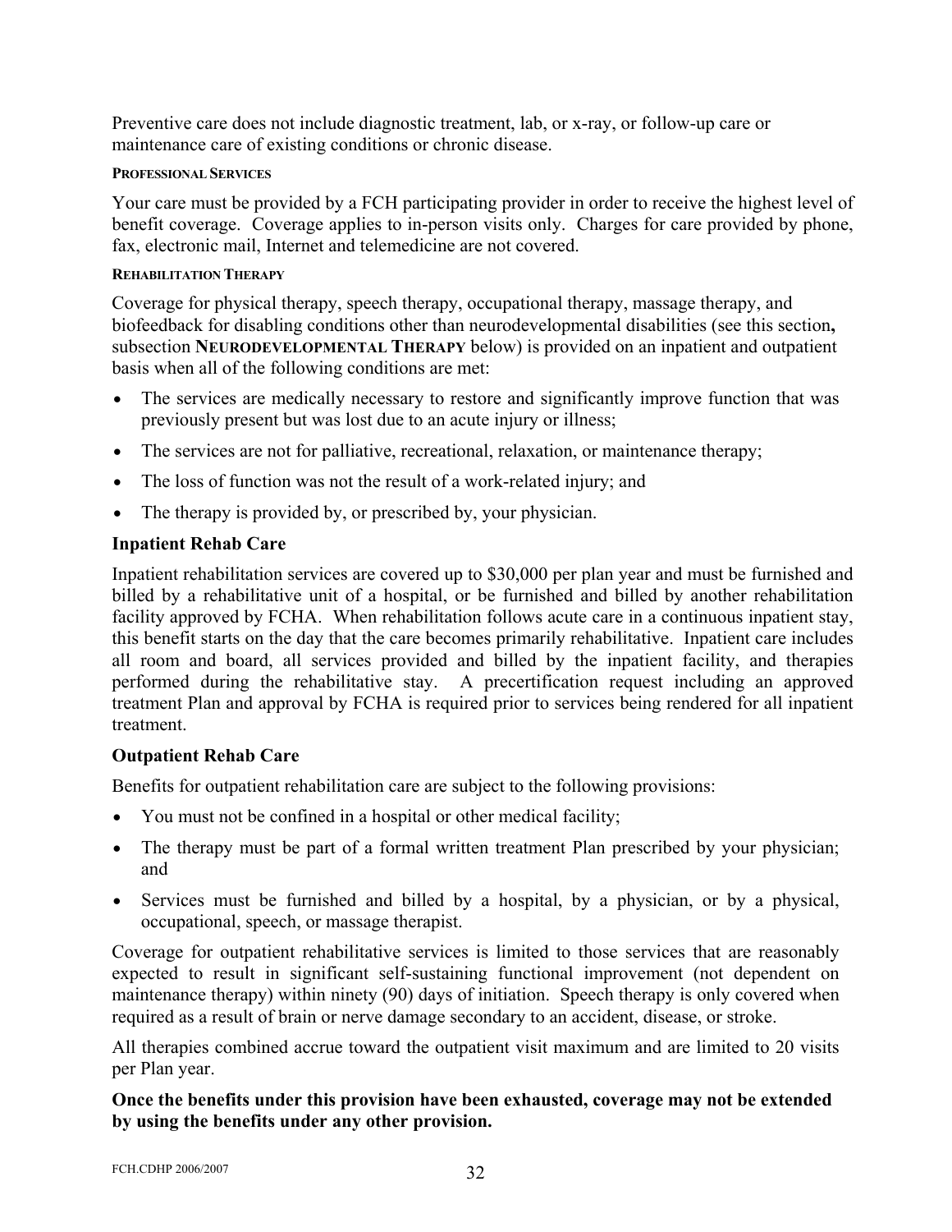Preventive care does not include diagnostic treatment, lab, or x-ray, or follow-up care or maintenance care of existing conditions or chronic disease.

#### PROFESSIONAL SERVICES

Your care must be provided by a FCH participating provider in order to receive the highest level of benefit coverage. Coverage applies to in-person visits only. Charges for care provided by phone, fax, electronic mail, Internet and telemedicine are not covered.

#### REHABILITATION THERAPY

Coverage for physical therapy, speech therapy, occupational therapy, massage therapy, and biofeedback for disabling conditions other than neurodevelopmental disabilities (see this section**,** subsection **NEURODEVELOPMENTAL THERAPY** below) is provided on an inpatient and outpatient basis when all of the following conditions are met:

- The services are medically necessary to restore and significantly improve function that was previously present but was lost due to an acute injury or illness;
- The services are not for palliative, recreational, relaxation, or maintenance therapy;
- The loss of function was not the result of a work-related injury; and
- The therapy is provided by, or prescribed by, your physician.

### Inpatient Rehab Care

Inpatient rehabilitation services are covered up to $30,000 per plan year and must be furnished and billed by a rehabilitative unit of a hospital, or be furnished and billed by another rehabilitation facility approved by FCHA. When rehabilitation follows acute care in a continuous inpatient stay, this benefit starts on the day that the care becomes primarily rehabilitative. Inpatient care includes all room and board, all services provided and billed by the inpatient facility, and therapies performed during the rehabilitative stay. A precertification request including an approved treatment Plan and approval by FCHA is required prior to services being rendered for all inpatient treatment.

### Outpatient Rehab Care

Benefits for outpatient rehabilitation care are subject to the following provisions:

- You must not be confined in a hospital or other medical facility;
- The therapy must be part of a formal written treatment Plan prescribed by your physician; and
- Services must be furnished and billed by a hospital, by a physician, or by a physical, occupational, speech, or massage therapist.

Coverage for outpatient rehabilitative services is limited to those services that are reasonably expected to result in significant self-sustaining functional improvement (not dependent on maintenance therapy) within ninety (90) days of initiation. Speech therapy is only covered when required as a result of brain or nerve damage secondary to an accident, disease, or stroke.

All therapies combined accrue toward the outpatient visit maximum and are limited to 20 visits per Plan year.

**Once the benefits under this provision have been exhausted, coverage may not be extended by using the benefits under any other provision.**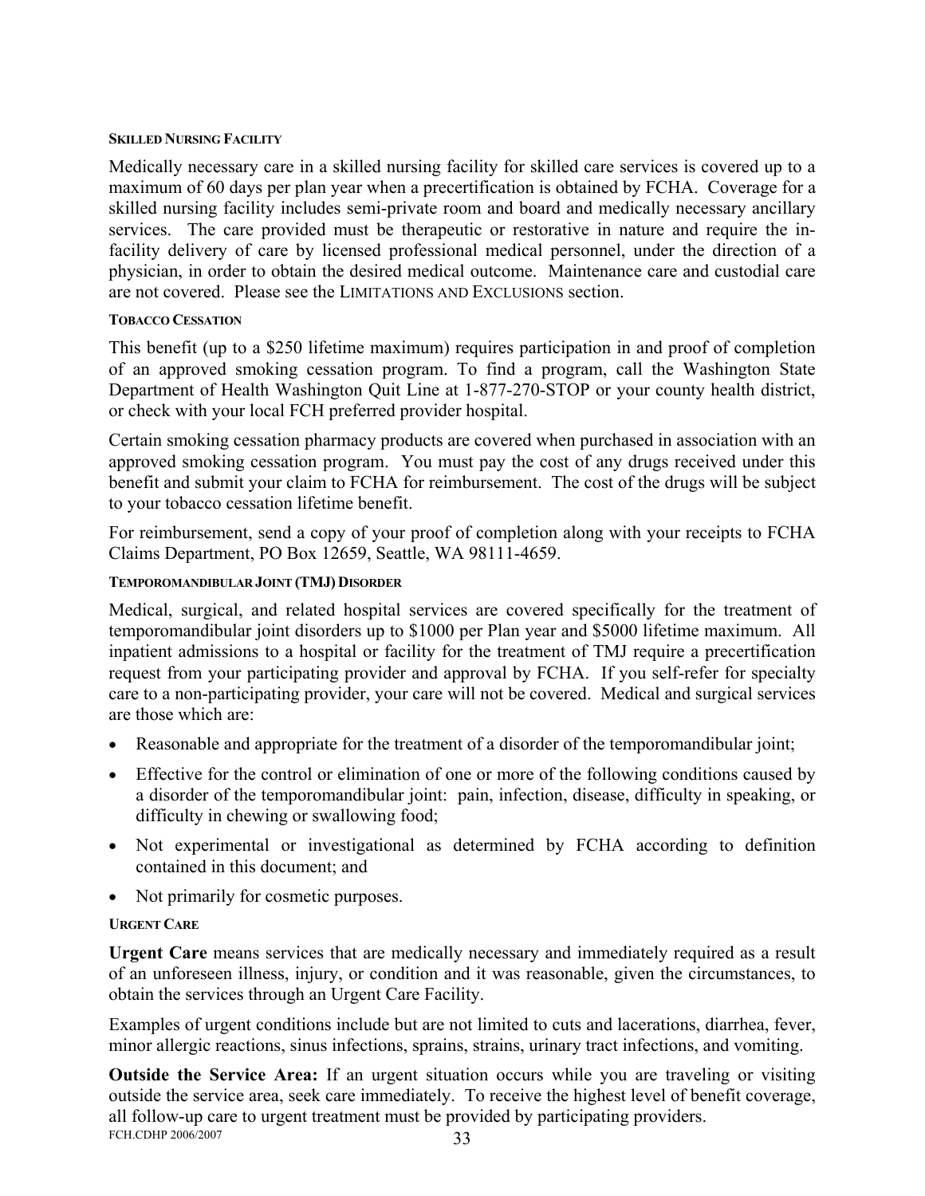#### SKILLED NURSING FACILITY

Medically necessary care in a skilled nursing facility for skilled care services is covered up to a maximum of 60 days per plan year when a precertification is obtained by FCHA. Coverage for a skilled nursing facility includes semi-private room and board and medically necessary ancillary services. The care provided must be therapeutic or restorative in nature and require the in-facility delivery of care by licensed professional medical personnel, under the direction of a physician, in order to obtain the desired medical outcome. Maintenance care and custodial care are not covered. Please see the LIMITATIONS AND EXCLUSIONS section.

#### TOBACCO CESSATION

This benefit (up to a $250 lifetime maximum) requires participation in and proof of completion of an approved smoking cessation program. To find a program, call the Washington State Department of Health Washington Quit Line at 1-877-270-STOP or your county health district, or check with your local FCH preferred provider hospital.

Certain smoking cessation pharmacy products are covered when purchased in association with an approved smoking cessation program. You must pay the cost of any drugs received under this benefit and submit your claim to FCHA for reimbursement. The cost of the drugs will be subject to your tobacco cessation lifetime benefit.

For reimbursement, send a copy of your proof of completion along with your receipts to FCHA Claims Department, PO Box 12659, Seattle, WA 98111-4659.

#### TEMPOROMANDIBULAR JOINT (TMJ) DISORDER

Medical, surgical, and related hospital services are covered specifically for the treatment of temporomandibular joint disorders up to $1000 per Plan year and $5000 lifetime maximum. All inpatient admissions to a hospital or facility for the treatment of TMJ require a precertification request from your participating provider and approval by FCHA. If you self-refer for specialty care to a non-participating provider, your care will not be covered. Medical and surgical services are those which are:

- Reasonable and appropriate for the treatment of a disorder of the temporomandibular joint;
- Effective for the control or elimination of one or more of the following conditions caused by a disorder of the temporomandibular joint: pain, infection, disease, difficulty in speaking, or difficulty in chewing or swallowing food;
- Not experimental or investigational as determined by FCHA according to definition contained in this document; and
- Not primarily for cosmetic purposes.

#### URGENT CARE

**Urgent Care** means services that are medically necessary and immediately required as a result of an unforeseen illness, injury, or condition and it was reasonable, given the circumstances, to obtain the services through an Urgent Care Facility.

Examples of urgent conditions include but are not limited to cuts and lacerations, diarrhea, fever, minor allergic reactions, sinus infections, sprains, strains, urinary tract infections, and vomiting.

**Outside the Service Area:** If an urgent situation occurs while you are traveling or visiting outside the service area, seek care immediately. To receive the highest level of benefit coverage, all follow-up care to urgent treatment must be provided by participating providers.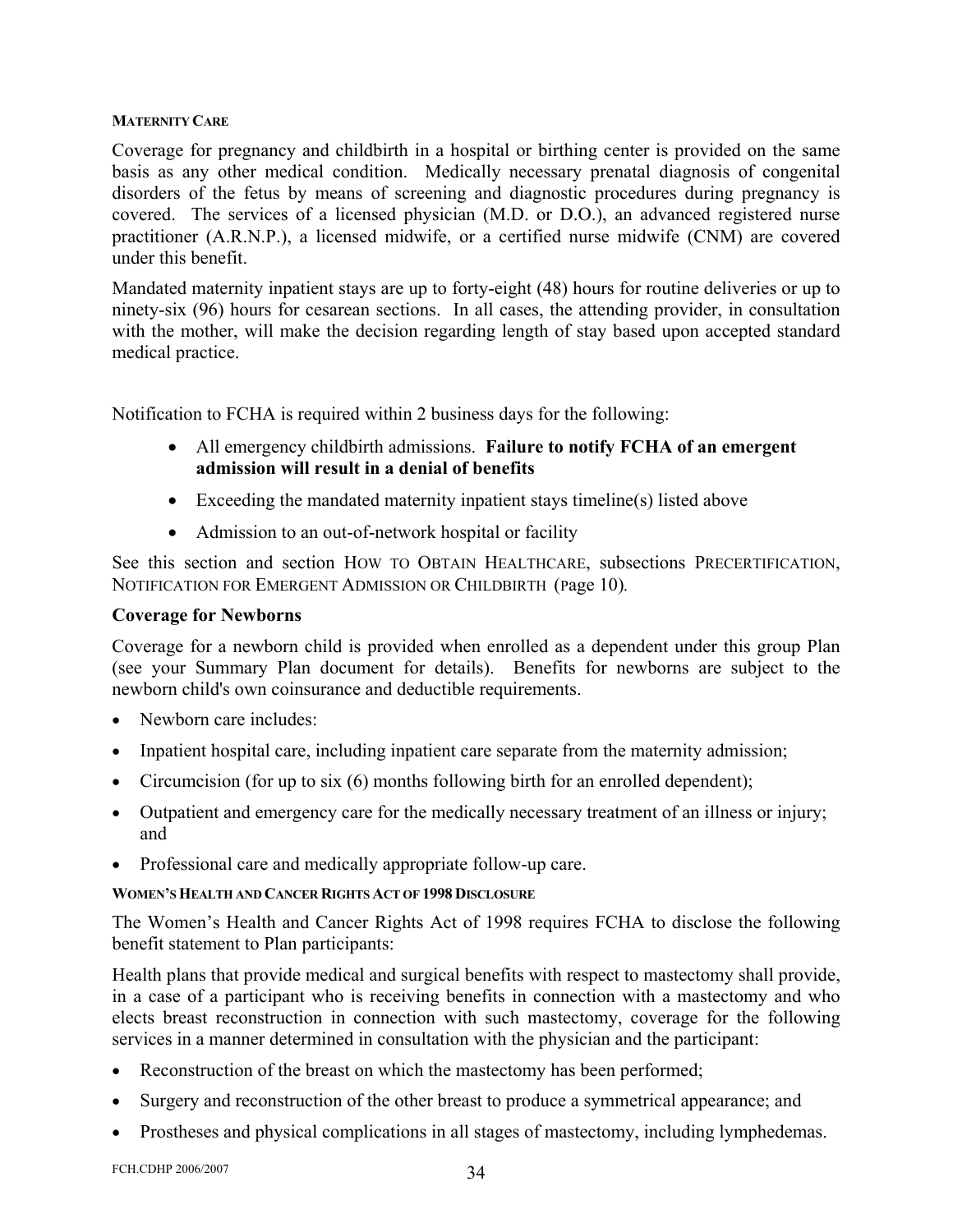#### MATERNITY CARE

Coverage for pregnancy and childbirth in a hospital or birthing center is provided on the same basis as any other medical condition. Medically necessary prenatal diagnosis of congenital disorders of the fetus by means of screening and diagnostic procedures during pregnancy is covered. The services of a licensed physician (M.D. or D.O.), an advanced registered nurse practitioner (A.R.N.P.), a licensed midwife, or a certified nurse midwife (CNM) are covered under this benefit.

Mandated maternity inpatient stays are up to forty-eight (48) hours for routine deliveries or up to ninety-six (96) hours for cesarean sections. In all cases, the attending provider, in consultation with the mother, will make the decision regarding length of stay based upon accepted standard medical practice.

Notification to FCHA is required within 2 business days for the following:

- All emergency childbirth admissions. **Failure to notify FCHA of an emergent admission will result in a denial of benefits**
- Exceeding the mandated maternity inpatient stays timeline(s) listed above
- Admission to an out-of-network hospital or facility

See this section and section HOW TO OBTAIN HEALTHCARE, subsections PRECERTIFICATION, NOTIFICATION FOR EMERGENT ADMISSION OR CHILDBIRTH (page 10).

### Coverage for Newborns

Coverage for a newborn child is provided when enrolled as a dependent under this group Plan (see your Summary Plan document for details). Benefits for newborns are subject to the newborn child's own coinsurance and deductible requirements.

- Newborn care includes:
- Inpatient hospital care, including inpatient care separate from the maternity admission;
- Circumcision (for up to six (6) months following birth for an enrolled dependent);
- Outpatient and emergency care for the medically necessary treatment of an illness or injury; and
- Professional care and medically appropriate follow-up care.

#### WOMEN'S HEALTH AND CANCER RIGHTS ACT OF 1998 DISCLOSURE

The Women's Health and Cancer Rights Act of 1998 requires FCHA to disclose the following benefit statement to Plan participants:

Health plans that provide medical and surgical benefits with respect to mastectomy shall provide, in a case of a participant who is receiving benefits in connection with a mastectomy and who elects breast reconstruction in connection with such mastectomy, coverage for the following services in a manner determined in consultation with the physician and the participant:

- Reconstruction of the breast on which the mastectomy has been performed;
- Surgery and reconstruction of the other breast to produce a symmetrical appearance; and
- Prostheses and physical complications in all stages of mastectomy, including lymphedemas.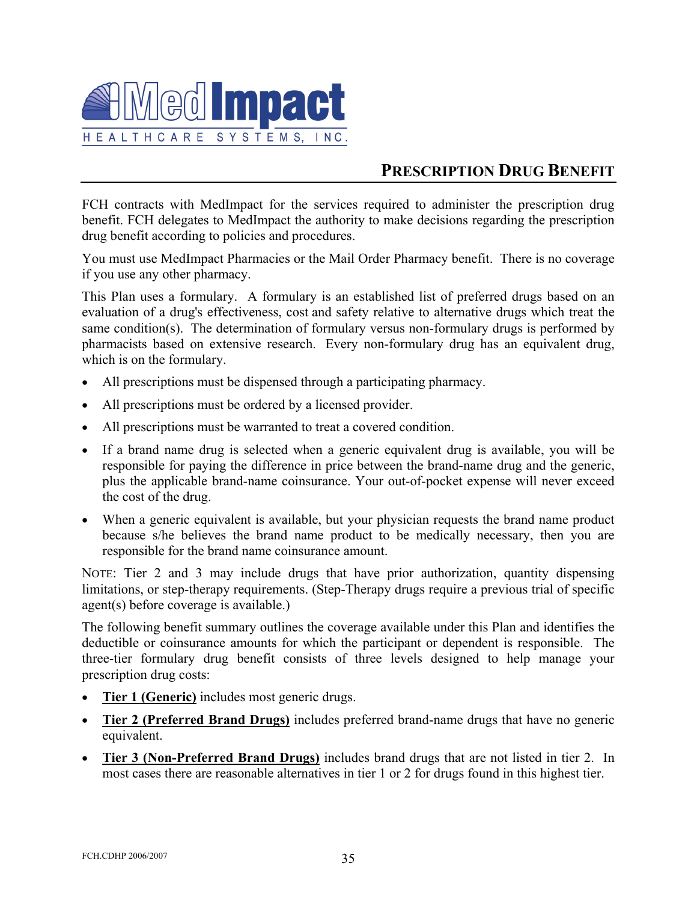MedImpact HEALTHCARE SYSTEMS, INC.

## PRESCRIPTION DRUG BENEFIT

FCH contracts with MedImpact for the services required to administer the prescription drug benefit. FCH delegates to MedImpact the authority to make decisions regarding the prescription drug benefit according to policies and procedures.

You must use MedImpact Pharmacies or the Mail Order Pharmacy benefit. There is no coverage if you use any other pharmacy.

This Plan uses a formulary. A formulary is an established list of preferred drugs based on an evaluation of a drug's effectiveness, cost and safety relative to alternative drugs which treat the same condition(s). The determination of formulary versus non-formulary drugs is performed by pharmacists based on extensive research. Every non-formulary drug has an equivalent drug, which is on the formulary.

- All prescriptions must be dispensed through a participating pharmacy.
- All prescriptions must be ordered by a licensed provider.
- All prescriptions must be warranted to treat a covered condition.
- If a brand name drug is selected when a generic equivalent drug is available, you will be responsible for paying the difference in price between the brand-name drug and the generic, plus the applicable brand-name coinsurance. Your out-of-pocket expense will never exceed the cost of the drug.
- When a generic equivalent is available, but your physician requests the brand name product because s/he believes the brand name product to be medically necessary, then you are responsible for the brand name coinsurance amount.

NOTE: Tier 2 and 3 may include drugs that have prior authorization, quantity dispensing limitations, or step-therapy requirements. (Step-Therapy drugs require a previous trial of specific agent(s) before coverage is available.)

The following benefit summary outlines the coverage available under this Plan and identifies the deductible or coinsurance amounts for which the participant or dependent is responsible. The three-tier formulary drug benefit consists of three levels designed to help manage your prescription drug costs:

- **Tier 1 (Generic)** includes most generic drugs.
- **Tier 2 (Preferred Brand Drugs)** includes preferred brand-name drugs that have no generic equivalent.
- **Tier 3 (Non-Preferred Brand Drugs)** includes brand drugs that are not listed in tier 2. In most cases there are reasonable alternatives in tier 1 or 2 for drugs found in this highest tier.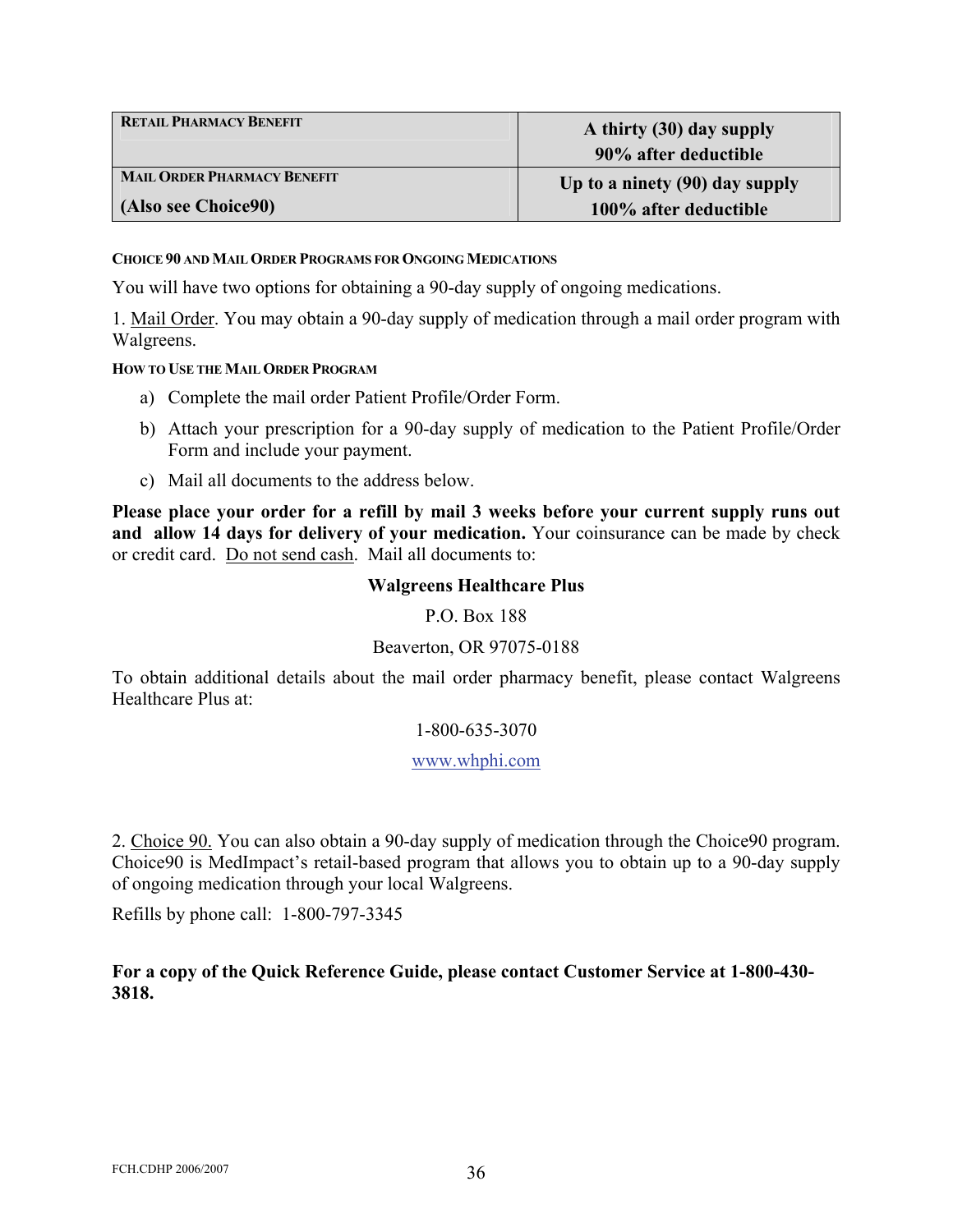| RETAIL PHARMACY BENEFIT | **A thirty (30) day supply**<br>**90% after deductible** |
|---|---|
| MAIL ORDER PHARMACY BENEFIT<br>**(Also see Choice90)** | **Up to a ninety (90) day supply**<br>**100% after deductible** |

#### CHOICE 90 AND MAIL ORDER PROGRAMS FOR ONGOING MEDICATIONS

You will have two options for obtaining a 90-day supply of ongoing medications.

1. Mail Order. You may obtain a 90-day supply of medication through a mail order program with Walgreens.

#### HOW TO USE THE MAIL ORDER PROGRAM

a) Complete the mail order Patient Profile/Order Form.

b) Attach your prescription for a 90-day supply of medication to the Patient Profile/Order Form and include your payment.

c) Mail all documents to the address below.

**Please place your order for a refill by mail 3 weeks before your current supply runs out and allow 14 days for delivery of your medication.** Your coinsurance can be made by check or credit card. Do not send cash. Mail all documents to:

**Walgreens Healthcare Plus**

P.O. Box 188

Beaverton, OR 97075-0188

To obtain additional details about the mail order pharmacy benefit, please contact Walgreens Healthcare Plus at:

1-800-635-3070

www.whphi.com

2. Choice 90. You can also obtain a 90-day supply of medication through the Choice90 program. Choice90 is MedImpact's retail-based program that allows you to obtain up to a 90-day supply of ongoing medication through your local Walgreens.

Refills by phone call: 1-800-797-3345

**For a copy of the Quick Reference Guide, please contact Customer Service at 1-800-430-3818.**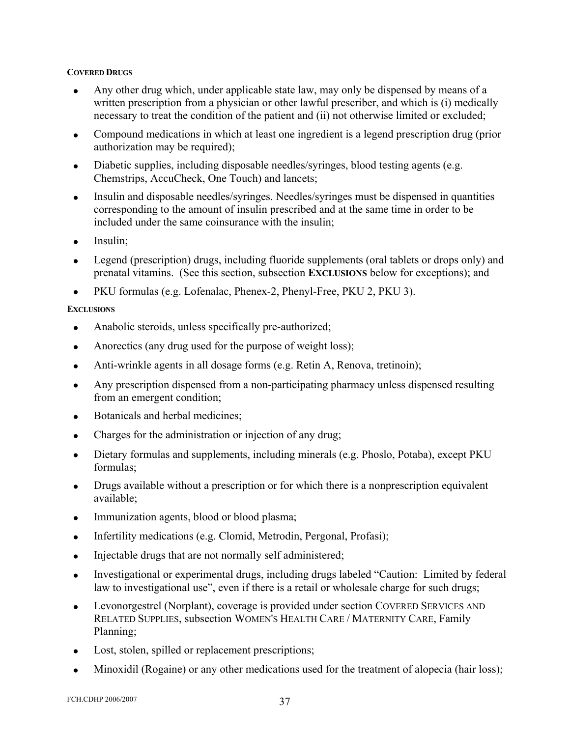**COVERED DRUGS**

- Any other drug which, under applicable state law, may only be dispensed by means of a written prescription from a physician or other lawful prescriber, and which is (i) medically necessary to treat the condition of the patient and (ii) not otherwise limited or excluded;
- Compound medications in which at least one ingredient is a legend prescription drug (prior authorization may be required);
- Diabetic supplies, including disposable needles/syringes, blood testing agents (e.g. Chemstrips, AccuCheck, One Touch) and lancets;
- Insulin and disposable needles/syringes. Needles/syringes must be dispensed in quantities corresponding to the amount of insulin prescribed and at the same time in order to be included under the same coinsurance with the insulin;
- Insulin;
- Legend (prescription) drugs, including fluoride supplements (oral tablets or drops only) and prenatal vitamins. (See this section, subsection **EXCLUSIONS** below for exceptions); and
- PKU formulas (e.g. Lofenalac, Phenex-2, Phenyl-Free, PKU 2, PKU 3).

**EXCLUSIONS**

- Anabolic steroids, unless specifically pre-authorized;
- Anorectics (any drug used for the purpose of weight loss);
- Anti-wrinkle agents in all dosage forms (e.g. Retin A, Renova, tretinoin);
- Any prescription dispensed from a non-participating pharmacy unless dispensed resulting from an emergent condition;
- Botanicals and herbal medicines;
- Charges for the administration or injection of any drug;
- Dietary formulas and supplements, including minerals (e.g. Phoslo, Potaba), except PKU formulas;
- Drugs available without a prescription or for which there is a nonprescription equivalent available;
- Immunization agents, blood or blood plasma;
- Infertility medications (e.g. Clomid, Metrodin, Pergonal, Profasi);
- Injectable drugs that are not normally self administered;
- Investigational or experimental drugs, including drugs labeled "Caution: Limited by federal law to investigational use", even if there is a retail or wholesale charge for such drugs;
- Levonorgestrel (Norplant), coverage is provided under section COVERED SERVICES AND RELATED SUPPLIES, subsection WOMEN'S HEALTH CARE / MATERNITY CARE, Family Planning;
- Lost, stolen, spilled or replacement prescriptions;
- Minoxidil (Rogaine) or any other medications used for the treatment of alopecia (hair loss);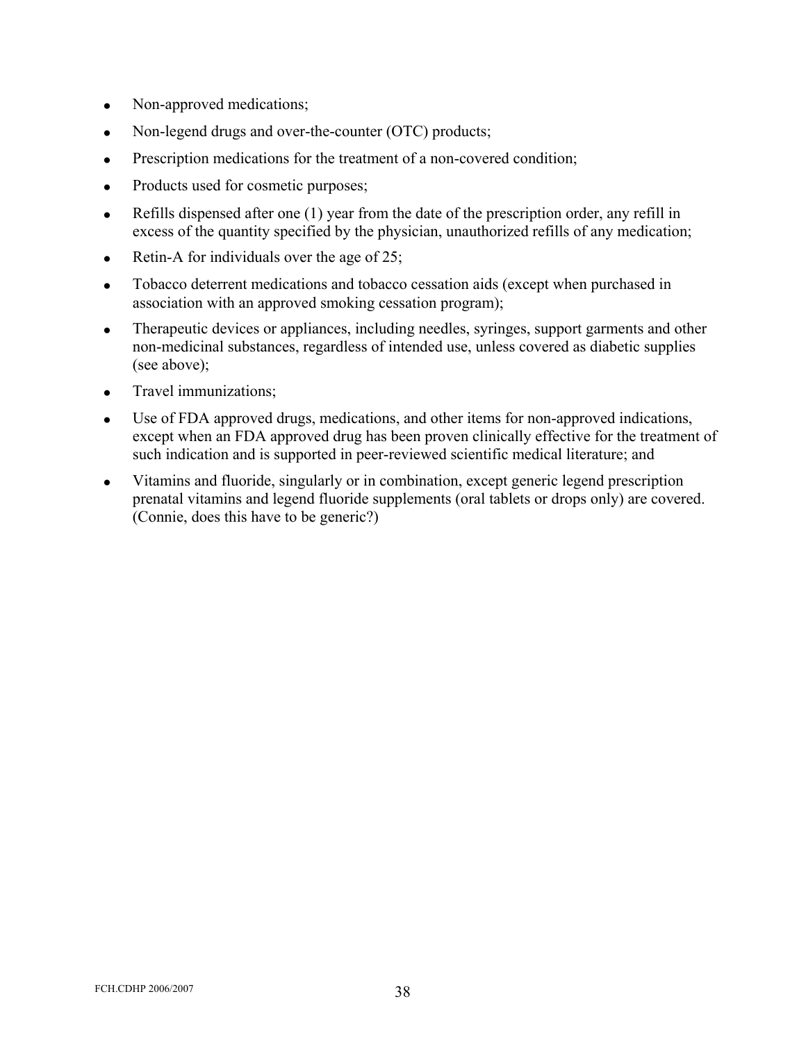- Non-approved medications;
- Non-legend drugs and over-the-counter (OTC) products;
- Prescription medications for the treatment of a non-covered condition;
- Products used for cosmetic purposes;
- Refills dispensed after one (1) year from the date of the prescription order, any refill in excess of the quantity specified by the physician, unauthorized refills of any medication;
- Retin-A for individuals over the age of 25;
- Tobacco deterrent medications and tobacco cessation aids (except when purchased in association with an approved smoking cessation program);
- Therapeutic devices or appliances, including needles, syringes, support garments and other non-medicinal substances, regardless of intended use, unless covered as diabetic supplies (see above);
- Travel immunizations;
- Use of FDA approved drugs, medications, and other items for non-approved indications, except when an FDA approved drug has been proven clinically effective for the treatment of such indication and is supported in peer-reviewed scientific medical literature; and
- Vitamins and fluoride, singularly or in combination, except generic legend prescription prenatal vitamins and legend fluoride supplements (oral tablets or drops only) are covered. (Connie, does this have to be generic?)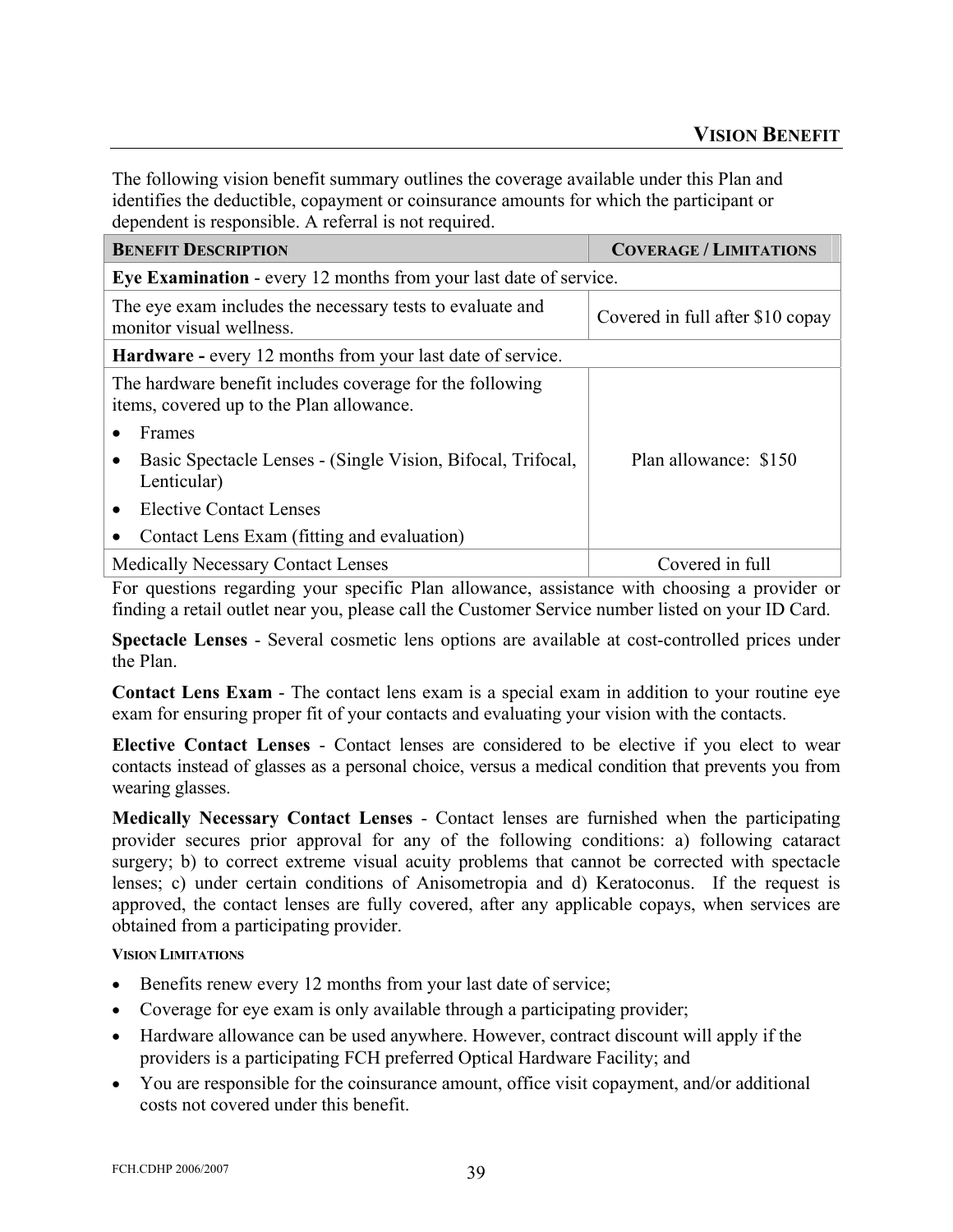## VISION BENEFIT

The following vision benefit summary outlines the coverage available under this Plan and identifies the deductible, copayment or coinsurance amounts for which the participant or dependent is responsible. A referral is not required.

| BENEFIT DESCRIPTION | COVERAGE / LIMITATIONS |
|---|---|
| **Eye Examination** - every 12 months from your last date of service. | |
| The eye exam includes the necessary tests to evaluate and monitor visual wellness. | Covered in full after $10 copay |
| **Hardware -** every 12 months from your last date of service. | |
| The hardware benefit includes coverage for the following items, covered up to the Plan allowance.<br>• Frames<br>• Basic Spectacle Lenses - (Single Vision, Bifocal, Trifocal, Lenticular)<br>• Elective Contact Lenses<br>• Contact Lens Exam (fitting and evaluation) | Plan allowance: $150 |
| Medically Necessary Contact Lenses | Covered in full |

For questions regarding your specific Plan allowance, assistance with choosing a provider or finding a retail outlet near you, please call the Customer Service number listed on your ID Card.

**Spectacle Lenses** - Several cosmetic lens options are available at cost-controlled prices under the Plan.

**Contact Lens Exam** - The contact lens exam is a special exam in addition to your routine eye exam for ensuring proper fit of your contacts and evaluating your vision with the contacts.

**Elective Contact Lenses** - Contact lenses are considered to be elective if you elect to wear contacts instead of glasses as a personal choice, versus a medical condition that prevents you from wearing glasses.

**Medically Necessary Contact Lenses** - Contact lenses are furnished when the participating provider secures prior approval for any of the following conditions: a) following cataract surgery; b) to correct extreme visual acuity problems that cannot be corrected with spectacle lenses; c) under certain conditions of Anisometropia and d) Keratoconus. If the request is approved, the contact lenses are fully covered, after any applicable copays, when services are obtained from a participating provider.

#### VISION LIMITATIONS

- Benefits renew every 12 months from your last date of service;
- Coverage for eye exam is only available through a participating provider;
- Hardware allowance can be used anywhere. However, contract discount will apply if the providers is a participating FCH preferred Optical Hardware Facility; and
- You are responsible for the coinsurance amount, office visit copayment, and/or additional costs not covered under this benefit.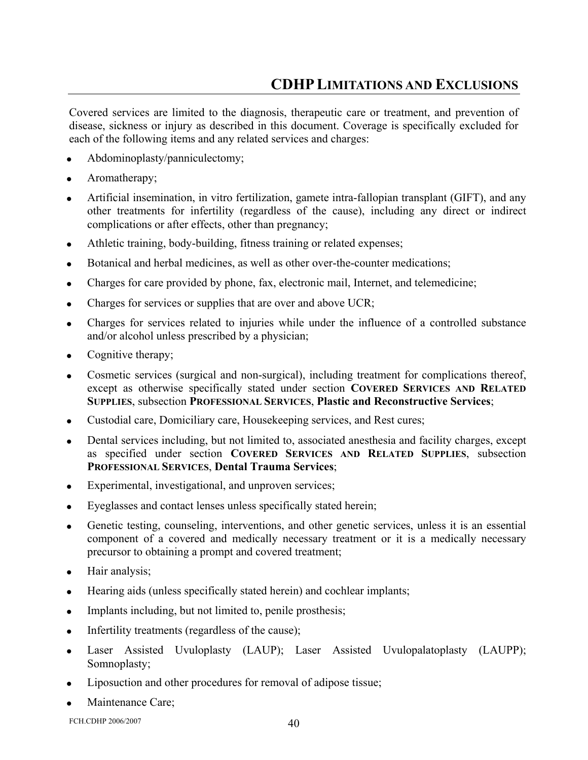## CDHP Limitations and Exclusions

Covered services are limited to the diagnosis, therapeutic care or treatment, and prevention of disease, sickness or injury as described in this document. Coverage is specifically excluded for each of the following items and any related services and charges:

- Abdominoplasty/panniculectomy;
- Aromatherapy;
- Artificial insemination, in vitro fertilization, gamete intra-fallopian transplant (GIFT), and any other treatments for infertility (regardless of the cause), including any direct or indirect complications or after effects, other than pregnancy;
- Athletic training, body-building, fitness training or related expenses;
- Botanical and herbal medicines, as well as other over-the-counter medications;
- Charges for care provided by phone, fax, electronic mail, Internet, and telemedicine;
- Charges for services or supplies that are over and above UCR;
- Charges for services related to injuries while under the influence of a controlled substance and/or alcohol unless prescribed by a physician;
- Cognitive therapy;
- Cosmetic services (surgical and non-surgical), including treatment for complications thereof, except as otherwise specifically stated under section **COVERED SERVICES AND RELATED SUPPLIES**, subsection **PROFESSIONAL SERVICES**, **Plastic and Reconstructive Services**;
- Custodial care, Domiciliary care, Housekeeping services, and Rest cures;
- Dental services including, but not limited to, associated anesthesia and facility charges, except as specified under section **COVERED SERVICES AND RELATED SUPPLIES**, subsection **PROFESSIONAL SERVICES**, **Dental Trauma Services**;
- Experimental, investigational, and unproven services;
- Eyeglasses and contact lenses unless specifically stated herein;
- Genetic testing, counseling, interventions, and other genetic services, unless it is an essential component of a covered and medically necessary treatment or it is a medically necessary precursor to obtaining a prompt and covered treatment;
- Hair analysis;
- Hearing aids (unless specifically stated herein) and cochlear implants;
- Implants including, but not limited to, penile prosthesis;
- Infertility treatments (regardless of the cause);
- Laser Assisted Uvuloplasty (LAUP); Laser Assisted Uvulopalatoplasty (LAUPP); Somnoplasty;
- Liposuction and other procedures for removal of adipose tissue;
- Maintenance Care;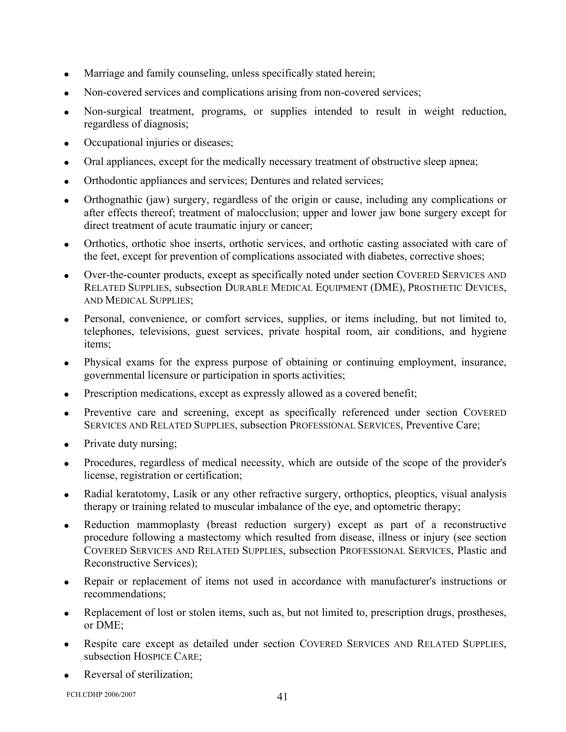- Marriage and family counseling, unless specifically stated herein;
- Non-covered services and complications arising from non-covered services;
- Non-surgical treatment, programs, or supplies intended to result in weight reduction, regardless of diagnosis;
- Occupational injuries or diseases;
- Oral appliances, except for the medically necessary treatment of obstructive sleep apnea;
- Orthodontic appliances and services; Dentures and related services;
- Orthognathic (jaw) surgery, regardless of the origin or cause, including any complications or after effects thereof; treatment of malocclusion; upper and lower jaw bone surgery except for direct treatment of acute traumatic injury or cancer;
- Orthotics, orthotic shoe inserts, orthotic services, and orthotic casting associated with care of the feet, except for prevention of complications associated with diabetes, corrective shoes;
- Over-the-counter products, except as specifically noted under section COVERED SERVICES AND RELATED SUPPLIES, subsection DURABLE MEDICAL EQUIPMENT (DME), PROSTHETIC DEVICES, AND MEDICAL SUPPLIES;
- Personal, convenience, or comfort services, supplies, or items including, but not limited to, telephones, televisions, guest services, private hospital room, air conditions, and hygiene items;
- Physical exams for the express purpose of obtaining or continuing employment, insurance, governmental licensure or participation in sports activities;
- Prescription medications, except as expressly allowed as a covered benefit;
- Preventive care and screening, except as specifically referenced under section COVERED SERVICES AND RELATED SUPPLIES, subsection PROFESSIONAL SERVICES, Preventive Care;
- Private duty nursing;
- Procedures, regardless of medical necessity, which are outside of the scope of the provider's license, registration or certification;
- Radial keratotomy, Lasik or any other refractive surgery, orthoptics, pleoptics, visual analysis therapy or training related to muscular imbalance of the eye, and optometric therapy;
- Reduction mammoplasty (breast reduction surgery) except as part of a reconstructive procedure following a mastectomy which resulted from disease, illness or injury (see section COVERED SERVICES AND RELATED SUPPLIES, subsection PROFESSIONAL SERVICES, Plastic and Reconstructive Services);
- Repair or replacement of items not used in accordance with manufacturer's instructions or recommendations;
- Replacement of lost or stolen items, such as, but not limited to, prescription drugs, prostheses, or DME;
- Respite care except as detailed under section COVERED SERVICES AND RELATED SUPPLIES, subsection HOSPICE CARE;
- Reversal of sterilization;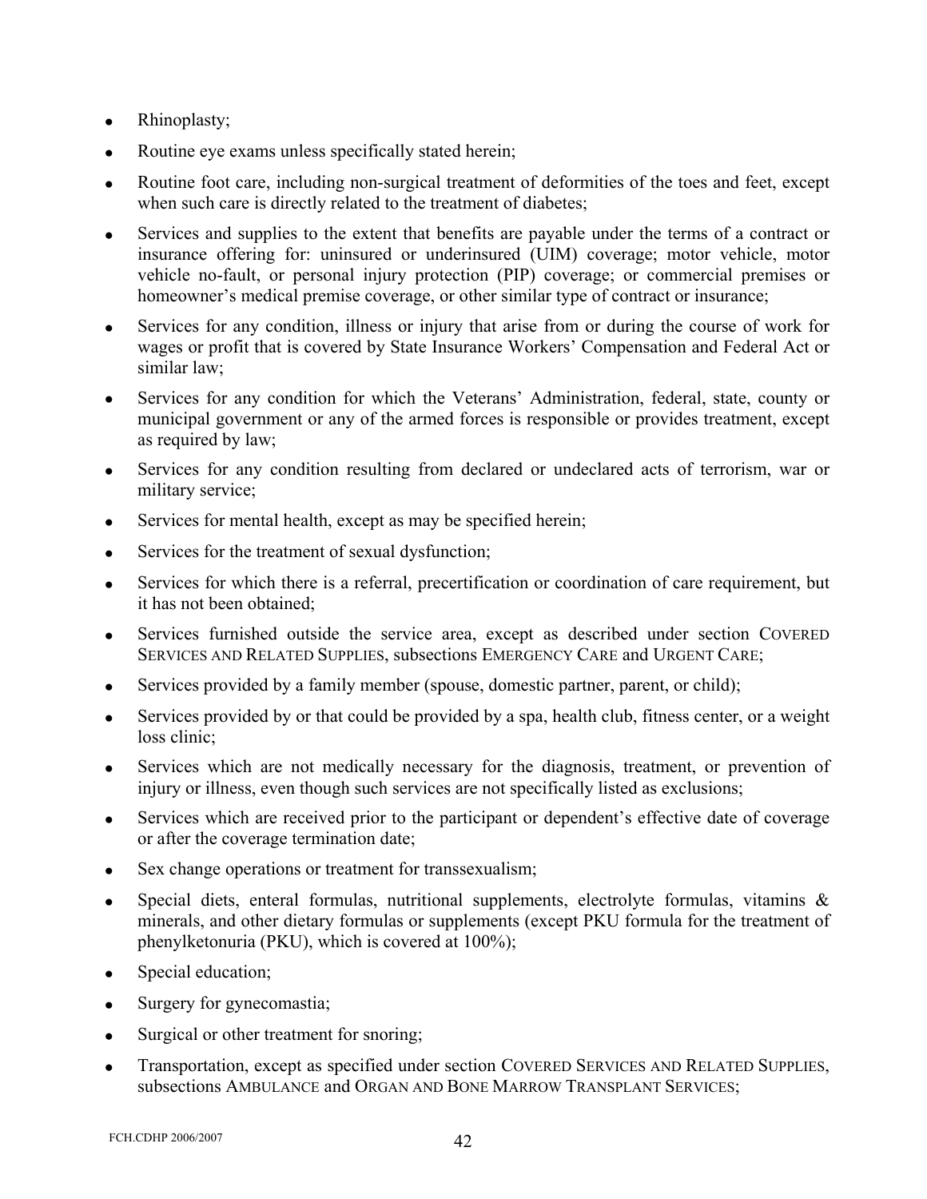- Rhinoplasty;
- Routine eye exams unless specifically stated herein;
- Routine foot care, including non-surgical treatment of deformities of the toes and feet, except when such care is directly related to the treatment of diabetes;
- Services and supplies to the extent that benefits are payable under the terms of a contract or insurance offering for: uninsured or underinsured (UIM) coverage; motor vehicle, motor vehicle no-fault, or personal injury protection (PIP) coverage; or commercial premises or homeowner's medical premise coverage, or other similar type of contract or insurance;
- Services for any condition, illness or injury that arise from or during the course of work for wages or profit that is covered by State Insurance Workers' Compensation and Federal Act or similar law;
- Services for any condition for which the Veterans' Administration, federal, state, county or municipal government or any of the armed forces is responsible or provides treatment, except as required by law;
- Services for any condition resulting from declared or undeclared acts of terrorism, war or military service;
- Services for mental health, except as may be specified herein;
- Services for the treatment of sexual dysfunction;
- Services for which there is a referral, precertification or coordination of care requirement, but it has not been obtained;
- Services furnished outside the service area, except as described under section COVERED SERVICES AND RELATED SUPPLIES, subsections EMERGENCY CARE and URGENT CARE;
- Services provided by a family member (spouse, domestic partner, parent, or child);
- Services provided by or that could be provided by a spa, health club, fitness center, or a weight loss clinic;
- Services which are not medically necessary for the diagnosis, treatment, or prevention of injury or illness, even though such services are not specifically listed as exclusions;
- Services which are received prior to the participant or dependent's effective date of coverage or after the coverage termination date;
- Sex change operations or treatment for transsexualism;
- Special diets, enteral formulas, nutritional supplements, electrolyte formulas, vitamins & minerals, and other dietary formulas or supplements (except PKU formula for the treatment of phenylketonuria (PKU), which is covered at 100%);
- Special education;
- Surgery for gynecomastia;
- Surgical or other treatment for snoring;
- Transportation, except as specified under section COVERED SERVICES AND RELATED SUPPLIES, subsections AMBULANCE and ORGAN AND BONE MARROW TRANSPLANT SERVICES;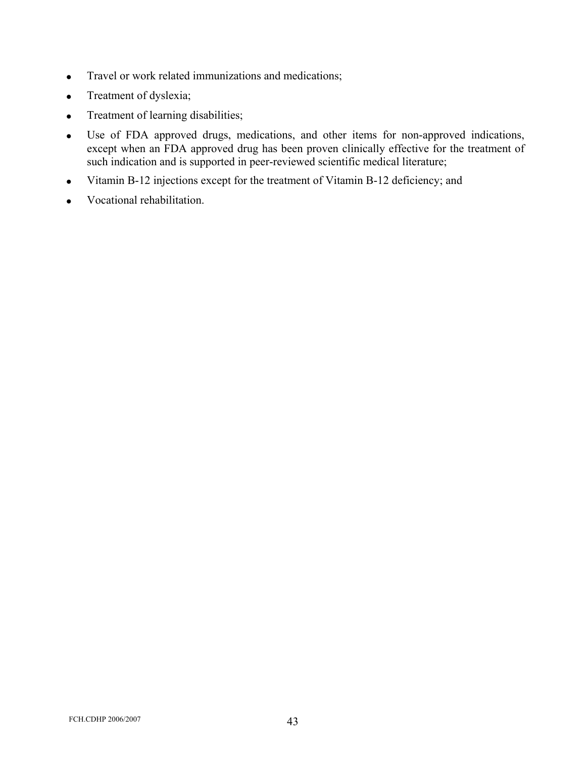- Travel or work related immunizations and medications;
- Treatment of dyslexia;
- Treatment of learning disabilities;
- Use of FDA approved drugs, medications, and other items for non-approved indications, except when an FDA approved drug has been proven clinically effective for the treatment of such indication and is supported in peer-reviewed scientific medical literature;
- Vitamin B-12 injections except for the treatment of Vitamin B-12 deficiency; and
- Vocational rehabilitation.